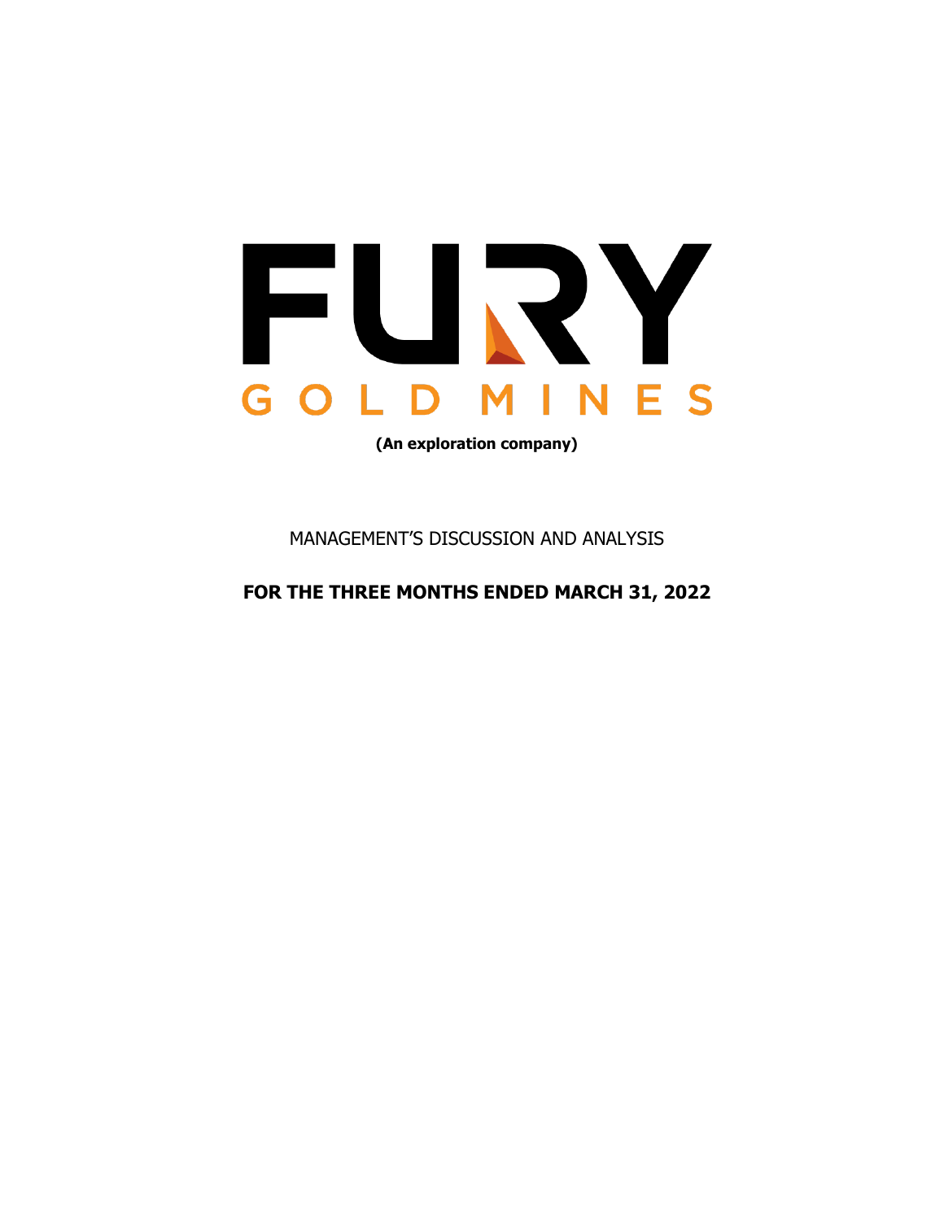# FURY

## GOLD MINES

**(An exploration company)**

MANAGEMENT'S DISCUSSION AND ANALYSIS

**FOR THE THREE MONTHS ENDED MARCH 31, 2022**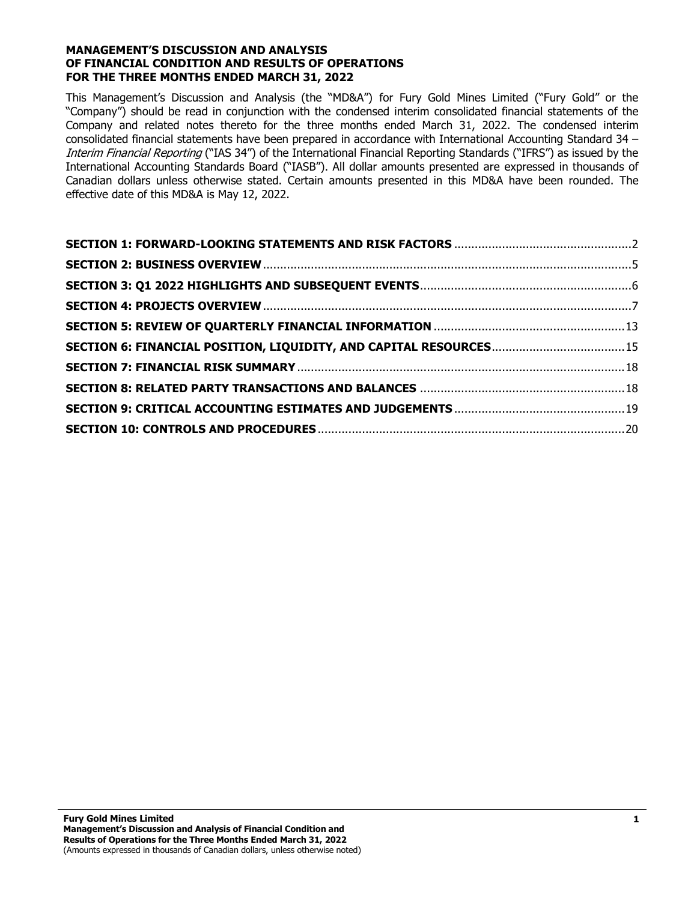**MANAGEMENT'S DISCUSSION AND ANALYSIS**
**OF FINANCIAL CONDITION AND RESULTS OF OPERATIONS**
**FOR THE THREE MONTHS ENDED MARCH 31, 2022**

This Management's Discussion and Analysis (the "MD&A") for Fury Gold Mines Limited ("Fury Gold" or the "Company") should be read in conjunction with the condensed interim consolidated financial statements of the Company and related notes thereto for the three months ended March 31, 2022. The condensed interim consolidated financial statements have been prepared in accordance with International Accounting Standard 34 – *Interim Financial Reporting* ("IAS 34") of the International Financial Reporting Standards ("IFRS") as issued by the International Accounting Standards Board ("IASB"). All dollar amounts presented are expressed in thousands of Canadian dollars unless otherwise stated. Certain amounts presented in this MD&A have been rounded. The effective date of this MD&A is May 12, 2022.

| | |
|---|---|
| **SECTION 1: FORWARD-LOOKING STATEMENTS AND RISK FACTORS** | 2 |
| **SECTION 2: BUSINESS OVERVIEW** | 5 |
| **SECTION 3: Q1 2022 HIGHLIGHTS AND SUBSEQUENT EVENTS** | 6 |
| **SECTION 4: PROJECTS OVERVIEW** | 7 |
| **SECTION 5: REVIEW OF QUARTERLY FINANCIAL INFORMATION** | 13 |
| **SECTION 6: FINANCIAL POSITION, LIQUIDITY, AND CAPITAL RESOURCES** | 15 |
| **SECTION 7: FINANCIAL RISK SUMMARY** | 18 |
| **SECTION 8: RELATED PARTY TRANSACTIONS AND BALANCES** | 18 |
| **SECTION 9: CRITICAL ACCOUNTING ESTIMATES AND JUDGEMENTS** | 19 |
| **SECTION 10: CONTROLS AND PROCEDURES** | 20 |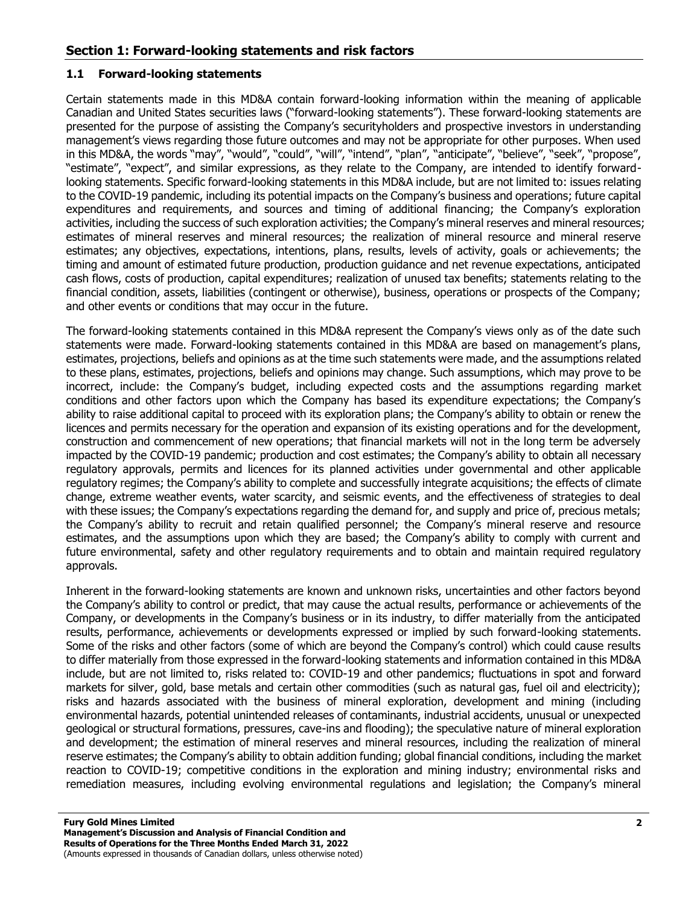## Section 1: Forward-looking statements and risk factors

### 1.1 Forward-looking statements

Certain statements made in this MD&A contain forward-looking information within the meaning of applicable Canadian and United States securities laws ("forward-looking statements"). These forward-looking statements are presented for the purpose of assisting the Company's securityholders and prospective investors in understanding management's views regarding those future outcomes and may not be appropriate for other purposes. When used in this MD&A, the words "may", "would", "could", "will", "intend", "plan", "anticipate", "believe", "seek", "propose", "estimate", "expect", and similar expressions, as they relate to the Company, are intended to identify forward-looking statements. Specific forward-looking statements in this MD&A include, but are not limited to: issues relating to the COVID-19 pandemic, including its potential impacts on the Company's business and operations; future capital expenditures and requirements, and sources and timing of additional financing; the Company's exploration activities, including the success of such exploration activities; the Company's mineral reserves and mineral resources; estimates of mineral reserves and mineral resources; the realization of mineral resource and mineral reserve estimates; any objectives, expectations, intentions, plans, results, levels of activity, goals or achievements; the timing and amount of estimated future production, production guidance and net revenue expectations, anticipated cash flows, costs of production, capital expenditures; realization of unused tax benefits; statements relating to the financial condition, assets, liabilities (contingent or otherwise), business, operations or prospects of the Company; and other events or conditions that may occur in the future.

The forward-looking statements contained in this MD&A represent the Company's views only as of the date such statements were made. Forward-looking statements contained in this MD&A are based on management's plans, estimates, projections, beliefs and opinions as at the time such statements were made, and the assumptions related to these plans, estimates, projections, beliefs and opinions may change. Such assumptions, which may prove to be incorrect, include: the Company's budget, including expected costs and the assumptions regarding market conditions and other factors upon which the Company has based its expenditure expectations; the Company's ability to raise additional capital to proceed with its exploration plans; the Company's ability to obtain or renew the licences and permits necessary for the operation and expansion of its existing operations and for the development, construction and commencement of new operations; that financial markets will not in the long term be adversely impacted by the COVID-19 pandemic; production and cost estimates; the Company's ability to obtain all necessary regulatory approvals, permits and licences for its planned activities under governmental and other applicable regulatory regimes; the Company's ability to complete and successfully integrate acquisitions; the effects of climate change, extreme weather events, water scarcity, and seismic events, and the effectiveness of strategies to deal with these issues; the Company's expectations regarding the demand for, and supply and price of, precious metals; the Company's ability to recruit and retain qualified personnel; the Company's mineral reserve and resource estimates, and the assumptions upon which they are based; the Company's ability to comply with current and future environmental, safety and other regulatory requirements and to obtain and maintain required regulatory approvals.

Inherent in the forward-looking statements are known and unknown risks, uncertainties and other factors beyond the Company's ability to control or predict, that may cause the actual results, performance or achievements of the Company, or developments in the Company's business or in its industry, to differ materially from the anticipated results, performance, achievements or developments expressed or implied by such forward-looking statements. Some of the risks and other factors (some of which are beyond the Company's control) which could cause results to differ materially from those expressed in the forward-looking statements and information contained in this MD&A include, but are not limited to, risks related to: COVID-19 and other pandemics; fluctuations in spot and forward markets for silver, gold, base metals and certain other commodities (such as natural gas, fuel oil and electricity); risks and hazards associated with the business of mineral exploration, development and mining (including environmental hazards, potential unintended releases of contaminants, industrial accidents, unusual or unexpected geological or structural formations, pressures, cave-ins and flooding); the speculative nature of mineral exploration and development; the estimation of mineral reserves and mineral resources, including the realization of mineral reserve estimates; the Company's ability to obtain addition funding; global financial conditions, including the market reaction to COVID-19; competitive conditions in the exploration and mining industry; environmental risks and remediation measures, including evolving environmental regulations and legislation; the Company's mineral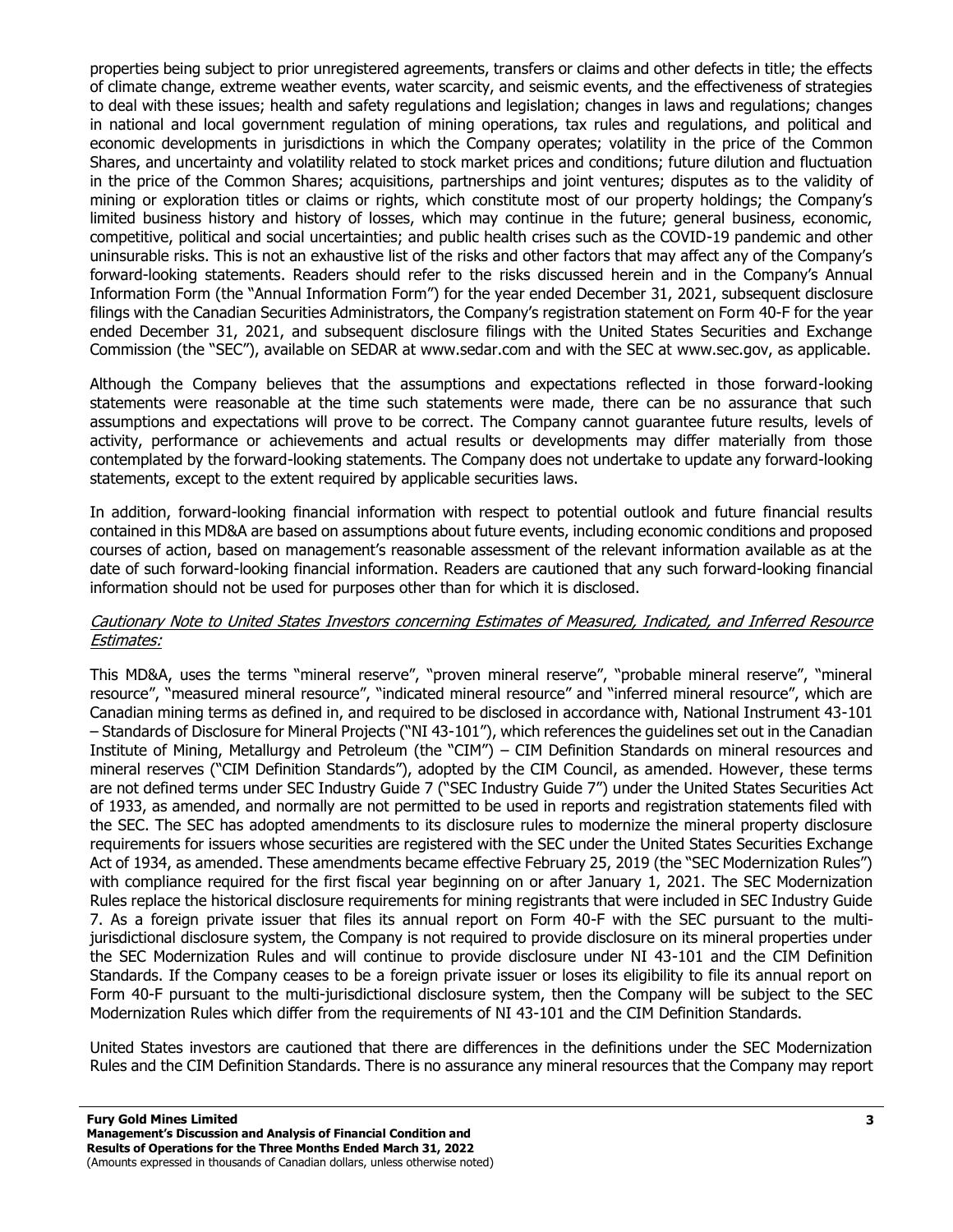properties being subject to prior unregistered agreements, transfers or claims and other defects in title; the effects of climate change, extreme weather events, water scarcity, and seismic events, and the effectiveness of strategies to deal with these issues; health and safety regulations and legislation; changes in laws and regulations; changes in national and local government regulation of mining operations, tax rules and regulations, and political and economic developments in jurisdictions in which the Company operates; volatility in the price of the Common Shares, and uncertainty and volatility related to stock market prices and conditions; future dilution and fluctuation in the price of the Common Shares; acquisitions, partnerships and joint ventures; disputes as to the validity of mining or exploration titles or claims or rights, which constitute most of our property holdings; the Company's limited business history and history of losses, which may continue in the future; general business, economic, competitive, political and social uncertainties; and public health crises such as the COVID-19 pandemic and other uninsurable risks. This is not an exhaustive list of the risks and other factors that may affect any of the Company's forward-looking statements. Readers should refer to the risks discussed herein and in the Company's Annual Information Form (the "Annual Information Form") for the year ended December 31, 2021, subsequent disclosure filings with the Canadian Securities Administrators, the Company's registration statement on Form 40-F for the year ended December 31, 2021, and subsequent disclosure filings with the United States Securities and Exchange Commission (the "SEC"), available on SEDAR at www.sedar.com and with the SEC at www.sec.gov, as applicable.

Although the Company believes that the assumptions and expectations reflected in those forward-looking statements were reasonable at the time such statements were made, there can be no assurance that such assumptions and expectations will prove to be correct. The Company cannot guarantee future results, levels of activity, performance or achievements and actual results or developments may differ materially from those contemplated by the forward-looking statements. The Company does not undertake to update any forward-looking statements, except to the extent required by applicable securities laws.

In addition, forward-looking financial information with respect to potential outlook and future financial results contained in this MD&A are based on assumptions about future events, including economic conditions and proposed courses of action, based on management's reasonable assessment of the relevant information available as at the date of such forward-looking financial information. Readers are cautioned that any such forward-looking financial information should not be used for purposes other than for which it is disclosed.

*Cautionary Note to United States Investors concerning Estimates of Measured, Indicated, and Inferred Resource Estimates:*

This MD&A, uses the terms "mineral reserve", "proven mineral reserve", "probable mineral reserve", "mineral resource", "measured mineral resource", "indicated mineral resource" and "inferred mineral resource", which are Canadian mining terms as defined in, and required to be disclosed in accordance with, National Instrument 43-101 – Standards of Disclosure for Mineral Projects ("NI 43-101"), which references the guidelines set out in the Canadian Institute of Mining, Metallurgy and Petroleum (the "CIM") – CIM Definition Standards on mineral resources and mineral reserves ("CIM Definition Standards"), adopted by the CIM Council, as amended. However, these terms are not defined terms under SEC Industry Guide 7 ("SEC Industry Guide 7") under the United States Securities Act of 1933, as amended, and normally are not permitted to be used in reports and registration statements filed with the SEC. The SEC has adopted amendments to its disclosure rules to modernize the mineral property disclosure requirements for issuers whose securities are registered with the SEC under the United States Securities Exchange Act of 1934, as amended. These amendments became effective February 25, 2019 (the "SEC Modernization Rules") with compliance required for the first fiscal year beginning on or after January 1, 2021. The SEC Modernization Rules replace the historical disclosure requirements for mining registrants that were included in SEC Industry Guide 7. As a foreign private issuer that files its annual report on Form 40-F with the SEC pursuant to the multi-jurisdictional disclosure system, the Company is not required to provide disclosure on its mineral properties under the SEC Modernization Rules and will continue to provide disclosure under NI 43-101 and the CIM Definition Standards. If the Company ceases to be a foreign private issuer or loses its eligibility to file its annual report on Form 40-F pursuant to the multi-jurisdictional disclosure system, then the Company will be subject to the SEC Modernization Rules which differ from the requirements of NI 43-101 and the CIM Definition Standards.

United States investors are cautioned that there are differences in the definitions under the SEC Modernization Rules and the CIM Definition Standards. There is no assurance any mineral resources that the Company may report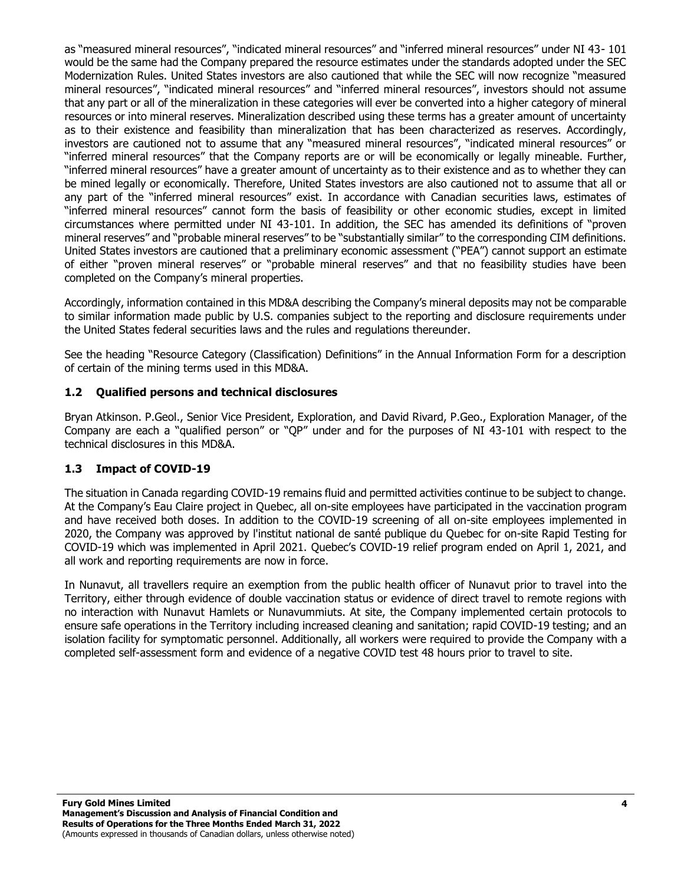as "measured mineral resources", "indicated mineral resources" and "inferred mineral resources" under NI 43- 101 would be the same had the Company prepared the resource estimates under the standards adopted under the SEC Modernization Rules. United States investors are also cautioned that while the SEC will now recognize "measured mineral resources", "indicated mineral resources" and "inferred mineral resources", investors should not assume that any part or all of the mineralization in these categories will ever be converted into a higher category of mineral resources or into mineral reserves. Mineralization described using these terms has a greater amount of uncertainty as to their existence and feasibility than mineralization that has been characterized as reserves. Accordingly, investors are cautioned not to assume that any "measured mineral resources", "indicated mineral resources" or "inferred mineral resources" that the Company reports are or will be economically or legally mineable. Further, "inferred mineral resources" have a greater amount of uncertainty as to their existence and as to whether they can be mined legally or economically. Therefore, United States investors are also cautioned not to assume that all or any part of the "inferred mineral resources" exist. In accordance with Canadian securities laws, estimates of "inferred mineral resources" cannot form the basis of feasibility or other economic studies, except in limited circumstances where permitted under NI 43-101. In addition, the SEC has amended its definitions of "proven mineral reserves" and "probable mineral reserves" to be "substantially similar" to the corresponding CIM definitions. United States investors are cautioned that a preliminary economic assessment ("PEA") cannot support an estimate of either "proven mineral reserves" or "probable mineral reserves" and that no feasibility studies have been completed on the Company's mineral properties.

Accordingly, information contained in this MD&A describing the Company's mineral deposits may not be comparable to similar information made public by U.S. companies subject to the reporting and disclosure requirements under the United States federal securities laws and the rules and regulations thereunder.

See the heading "Resource Category (Classification) Definitions" in the Annual Information Form for a description of certain of the mining terms used in this MD&A.

## 1.2 Qualified persons and technical disclosures

Bryan Atkinson. P.Geol., Senior Vice President, Exploration, and David Rivard, P.Geo., Exploration Manager, of the Company are each a "qualified person" or "QP" under and for the purposes of NI 43-101 with respect to the technical disclosures in this MD&A.

## 1.3 Impact of COVID-19

The situation in Canada regarding COVID-19 remains fluid and permitted activities continue to be subject to change. At the Company's Eau Claire project in Quebec, all on-site employees have participated in the vaccination program and have received both doses. In addition to the COVID-19 screening of all on-site employees implemented in 2020, the Company was approved by l'institut national de santé publique du Quebec for on-site Rapid Testing for COVID-19 which was implemented in April 2021. Quebec's COVID-19 relief program ended on April 1, 2021, and all work and reporting requirements are now in force.

In Nunavut, all travellers require an exemption from the public health officer of Nunavut prior to travel into the Territory, either through evidence of double vaccination status or evidence of direct travel to remote regions with no interaction with Nunavut Hamlets or Nunavummiuts. At site, the Company implemented certain protocols to ensure safe operations in the Territory including increased cleaning and sanitation; rapid COVID-19 testing; and an isolation facility for symptomatic personnel. Additionally, all workers were required to provide the Company with a completed self-assessment form and evidence of a negative COVID test 48 hours prior to travel to site.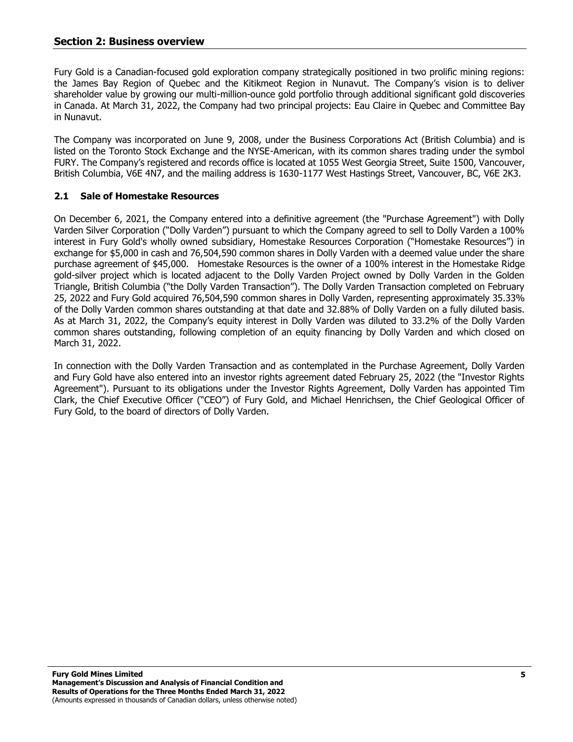## Section 2: Business overview

Fury Gold is a Canadian-focused gold exploration company strategically positioned in two prolific mining regions: the James Bay Region of Quebec and the Kitikmeot Region in Nunavut. The Company's vision is to deliver shareholder value by growing our multi-million-ounce gold portfolio through additional significant gold discoveries in Canada. At March 31, 2022, the Company had two principal projects: Eau Claire in Quebec and Committee Bay in Nunavut.

The Company was incorporated on June 9, 2008, under the Business Corporations Act (British Columbia) and is listed on the Toronto Stock Exchange and the NYSE-American, with its common shares trading under the symbol FURY. The Company's registered and records office is located at 1055 West Georgia Street, Suite 1500, Vancouver, British Columbia, V6E 4N7, and the mailing address is 1630-1177 West Hastings Street, Vancouver, BC, V6E 2K3.

### 2.1 Sale of Homestake Resources

On December 6, 2021, the Company entered into a definitive agreement (the "Purchase Agreement") with Dolly Varden Silver Corporation ("Dolly Varden") pursuant to which the Company agreed to sell to Dolly Varden a 100% interest in Fury Gold's wholly owned subsidiary, Homestake Resources Corporation ("Homestake Resources") in exchange for $5,000 in cash and 76,504,590 common shares in Dolly Varden with a deemed value under the share purchase agreement of $45,000. Homestake Resources is the owner of a 100% interest in the Homestake Ridge gold-silver project which is located adjacent to the Dolly Varden Project owned by Dolly Varden in the Golden Triangle, British Columbia ("the Dolly Varden Transaction"). The Dolly Varden Transaction completed on February 25, 2022 and Fury Gold acquired 76,504,590 common shares in Dolly Varden, representing approximately 35.33% of the Dolly Varden common shares outstanding at that date and 32.88% of Dolly Varden on a fully diluted basis. As at March 31, 2022, the Company's equity interest in Dolly Varden was diluted to 33.2% of the Dolly Varden common shares outstanding, following completion of an equity financing by Dolly Varden and which closed on March 31, 2022.

In connection with the Dolly Varden Transaction and as contemplated in the Purchase Agreement, Dolly Varden and Fury Gold have also entered into an investor rights agreement dated February 25, 2022 (the "Investor Rights Agreement"). Pursuant to its obligations under the Investor Rights Agreement, Dolly Varden has appointed Tim Clark, the Chief Executive Officer ("CEO") of Fury Gold, and Michael Henrichsen, the Chief Geological Officer of Fury Gold, to the board of directors of Dolly Varden.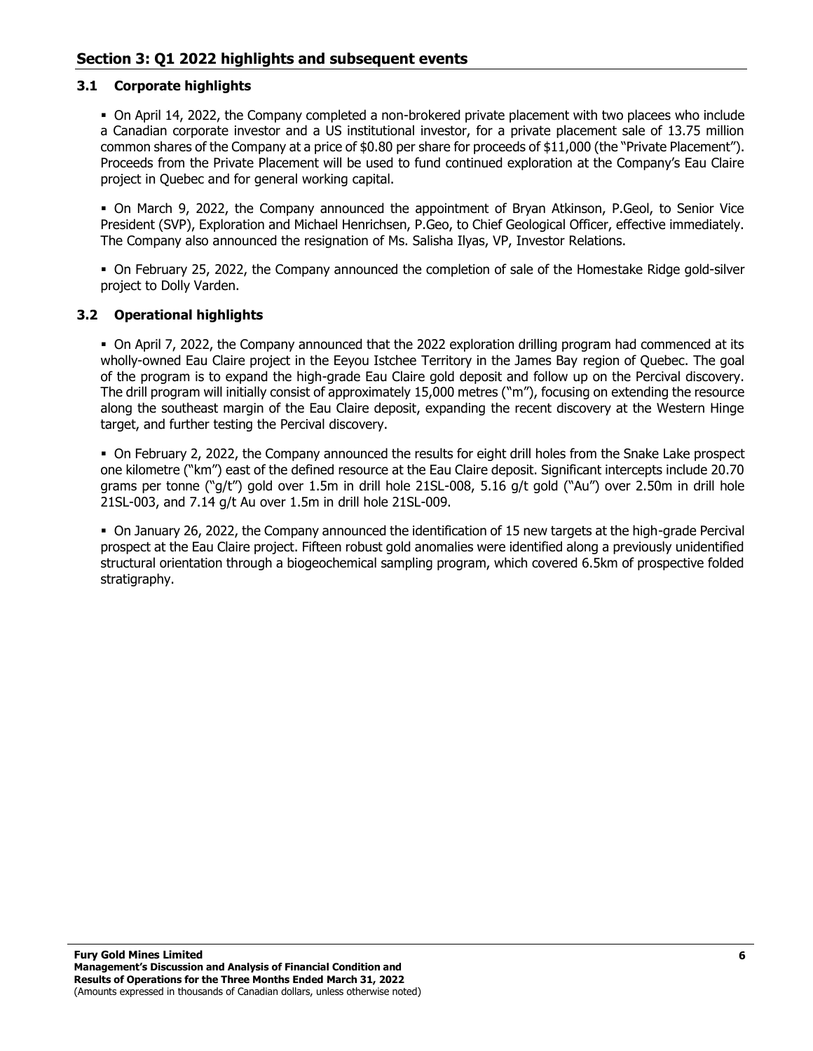## Section 3: Q1 2022 highlights and subsequent events

### 3.1 Corporate highlights

- On April 14, 2022, the Company completed a non-brokered private placement with two placees who include a Canadian corporate investor and a US institutional investor, for a private placement sale of 13.75 million common shares of the Company at a price of $0.80 per share for proceeds of $11,000 (the "Private Placement"). Proceeds from the Private Placement will be used to fund continued exploration at the Company's Eau Claire project in Quebec and for general working capital.

- On March 9, 2022, the Company announced the appointment of Bryan Atkinson, P.Geol, to Senior Vice President (SVP), Exploration and Michael Henrichsen, P.Geo, to Chief Geological Officer, effective immediately. The Company also announced the resignation of Ms. Salisha Ilyas, VP, Investor Relations.

- On February 25, 2022, the Company announced the completion of sale of the Homestake Ridge gold-silver project to Dolly Varden.

### 3.2 Operational highlights

- On April 7, 2022, the Company announced that the 2022 exploration drilling program had commenced at its wholly-owned Eau Claire project in the Eeyou Istchee Territory in the James Bay region of Quebec. The goal of the program is to expand the high-grade Eau Claire gold deposit and follow up on the Percival discovery. The drill program will initially consist of approximately 15,000 metres ("m"), focusing on extending the resource along the southeast margin of the Eau Claire deposit, expanding the recent discovery at the Western Hinge target, and further testing the Percival discovery.

- On February 2, 2022, the Company announced the results for eight drill holes from the Snake Lake prospect one kilometre ("km") east of the defined resource at the Eau Claire deposit. Significant intercepts include 20.70 grams per tonne ("g/t") gold over 1.5m in drill hole 21SL-008, 5.16 g/t gold ("Au") over 2.50m in drill hole 21SL-003, and 7.14 g/t Au over 1.5m in drill hole 21SL-009.

- On January 26, 2022, the Company announced the identification of 15 new targets at the high-grade Percival prospect at the Eau Claire project. Fifteen robust gold anomalies were identified along a previously unidentified structural orientation through a biogeochemical sampling program, which covered 6.5km of prospective folded stratigraphy.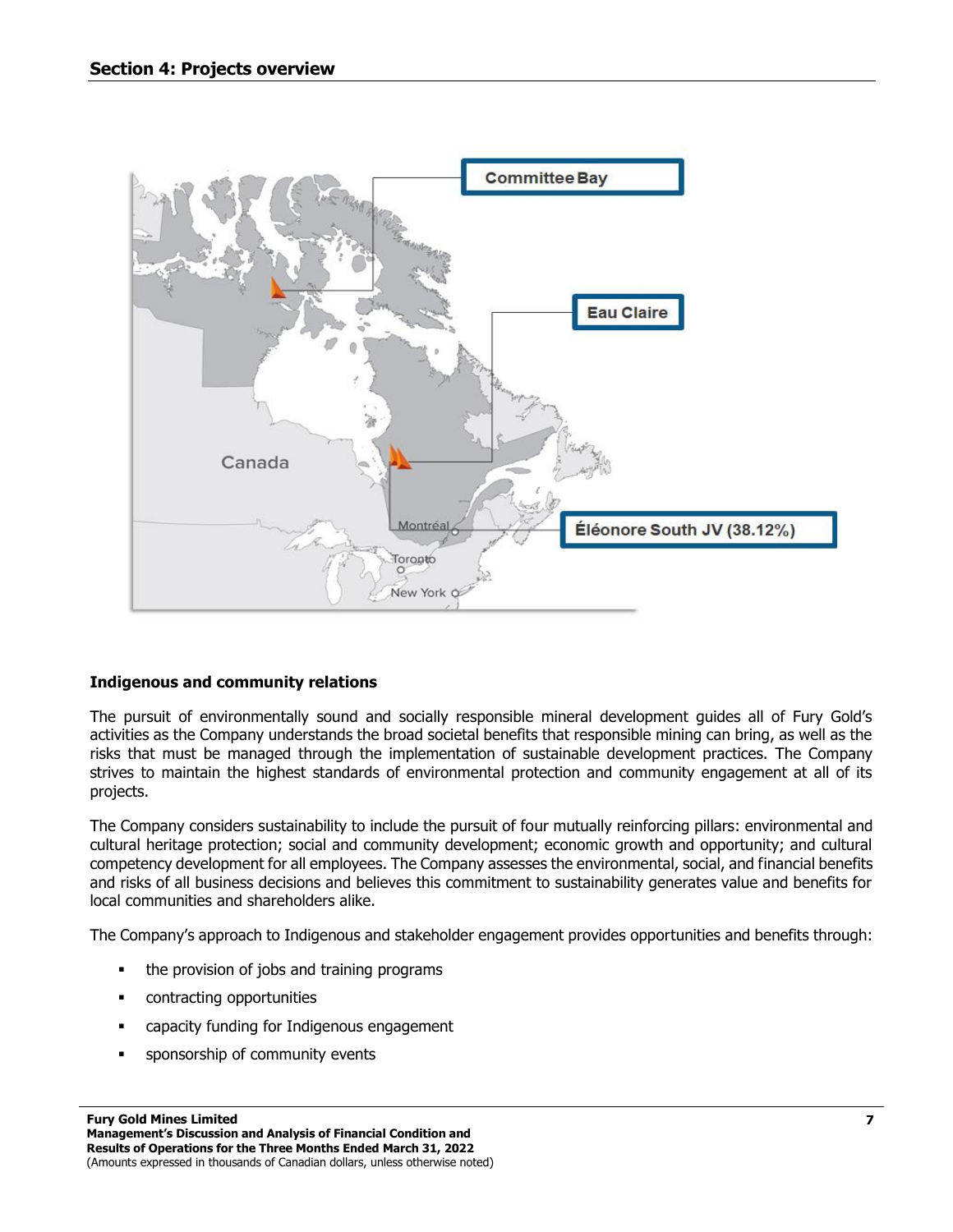## Section 4: Projects overview

Committee Bay

Eau Claire

Éléonore South JV (38.12%)

Canada

Montréal

Toronto

New York

### Indigenous and community relations

The pursuit of environmentally sound and socially responsible mineral development guides all of Fury Gold's activities as the Company understands the broad societal benefits that responsible mining can bring, as well as the risks that must be managed through the implementation of sustainable development practices. The Company strives to maintain the highest standards of environmental protection and community engagement at all of its projects.

The Company considers sustainability to include the pursuit of four mutually reinforcing pillars: environmental and cultural heritage protection; social and community development; economic growth and opportunity; and cultural competency development for all employees. The Company assesses the environmental, social, and financial benefits and risks of all business decisions and believes this commitment to sustainability generates value and benefits for local communities and shareholders alike.

The Company's approach to Indigenous and stakeholder engagement provides opportunities and benefits through:

- the provision of jobs and training programs
- contracting opportunities
- capacity funding for Indigenous engagement
- sponsorship of community events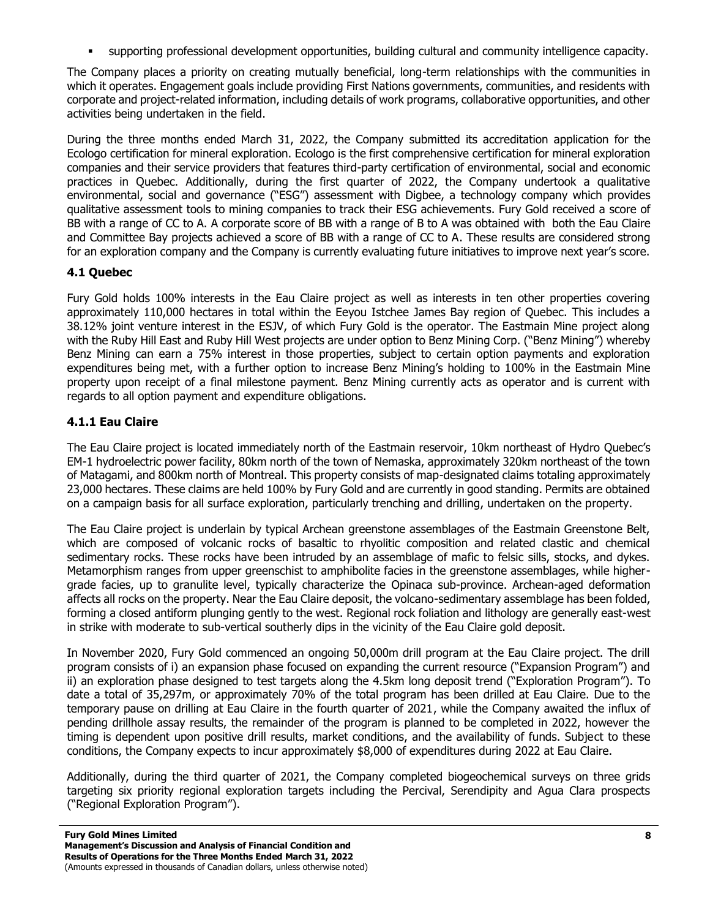- supporting professional development opportunities, building cultural and community intelligence capacity.

The Company places a priority on creating mutually beneficial, long-term relationships with the communities in which it operates. Engagement goals include providing First Nations governments, communities, and residents with corporate and project-related information, including details of work programs, collaborative opportunities, and other activities being undertaken in the field.

During the three months ended March 31, 2022, the Company submitted its accreditation application for the Ecologo certification for mineral exploration. Ecologo is the first comprehensive certification for mineral exploration companies and their service providers that features third-party certification of environmental, social and economic practices in Quebec. Additionally, during the first quarter of 2022, the Company undertook a qualitative environmental, social and governance ("ESG") assessment with Digbee, a technology company which provides qualitative assessment tools to mining companies to track their ESG achievements. Fury Gold received a score of BB with a range of CC to A. A corporate score of BB with a range of B to A was obtained with both the Eau Claire and Committee Bay projects achieved a score of BB with a range of CC to A. These results are considered strong for an exploration company and the Company is currently evaluating future initiatives to improve next year's score.

## 4.1 Quebec

Fury Gold holds 100% interests in the Eau Claire project as well as interests in ten other properties covering approximately 110,000 hectares in total within the Eeyou Istchee James Bay region of Quebec. This includes a 38.12% joint venture interest in the ESJV, of which Fury Gold is the operator. The Eastmain Mine project along with the Ruby Hill East and Ruby Hill West projects are under option to Benz Mining Corp. ("Benz Mining") whereby Benz Mining can earn a 75% interest in those properties, subject to certain option payments and exploration expenditures being met, with a further option to increase Benz Mining's holding to 100% in the Eastmain Mine property upon receipt of a final milestone payment. Benz Mining currently acts as operator and is current with regards to all option payment and expenditure obligations.

### 4.1.1 Eau Claire

The Eau Claire project is located immediately north of the Eastmain reservoir, 10km northeast of Hydro Quebec's EM-1 hydroelectric power facility, 80km north of the town of Nemaska, approximately 320km northeast of the town of Matagami, and 800km north of Montreal. This property consists of map-designated claims totaling approximately 23,000 hectares. These claims are held 100% by Fury Gold and are currently in good standing. Permits are obtained on a campaign basis for all surface exploration, particularly trenching and drilling, undertaken on the property.

The Eau Claire project is underlain by typical Archean greenstone assemblages of the Eastmain Greenstone Belt, which are composed of volcanic rocks of basaltic to rhyolitic composition and related clastic and chemical sedimentary rocks. These rocks have been intruded by an assemblage of mafic to felsic sills, stocks, and dykes. Metamorphism ranges from upper greenschist to amphibolite facies in the greenstone assemblages, while higher-grade facies, up to granulite level, typically characterize the Opinaca sub-province. Archean-aged deformation affects all rocks on the property. Near the Eau Claire deposit, the volcano-sedimentary assemblage has been folded, forming a closed antiform plunging gently to the west. Regional rock foliation and lithology are generally east-west in strike with moderate to sub-vertical southerly dips in the vicinity of the Eau Claire gold deposit.

In November 2020, Fury Gold commenced an ongoing 50,000m drill program at the Eau Claire project. The drill program consists of i) an expansion phase focused on expanding the current resource ("Expansion Program") and ii) an exploration phase designed to test targets along the 4.5km long deposit trend ("Exploration Program"). To date a total of 35,297m, or approximately 70% of the total program has been drilled at Eau Claire. Due to the temporary pause on drilling at Eau Claire in the fourth quarter of 2021, while the Company awaited the influx of pending drillhole assay results, the remainder of the program is planned to be completed in 2022, however the timing is dependent upon positive drill results, market conditions, and the availability of funds. Subject to these conditions, the Company expects to incur approximately $8,000 of expenditures during 2022 at Eau Claire.

Additionally, during the third quarter of 2021, the Company completed biogeochemical surveys on three grids targeting six priority regional exploration targets including the Percival, Serendipity and Agua Clara prospects ("Regional Exploration Program").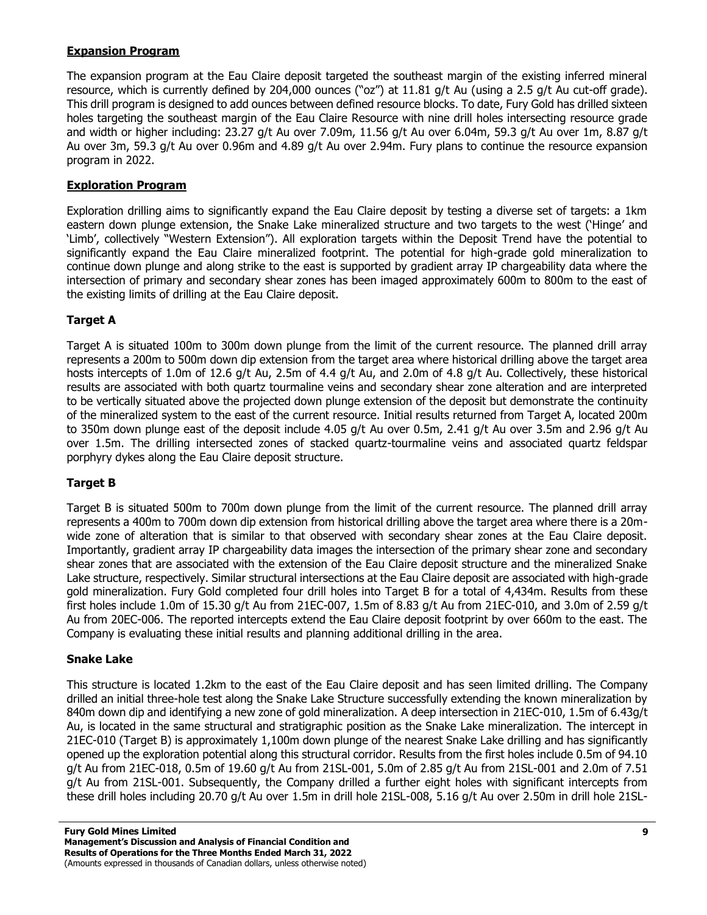## Expansion Program

The expansion program at the Eau Claire deposit targeted the southeast margin of the existing inferred mineral resource, which is currently defined by 204,000 ounces ("oz") at 11.81 g/t Au (using a 2.5 g/t Au cut-off grade). This drill program is designed to add ounces between defined resource blocks. To date, Fury Gold has drilled sixteen holes targeting the southeast margin of the Eau Claire Resource with nine drill holes intersecting resource grade and width or higher including: 23.27 g/t Au over 7.09m, 11.56 g/t Au over 6.04m, 59.3 g/t Au over 1m, 8.87 g/t Au over 3m, 59.3 g/t Au over 0.96m and 4.89 g/t Au over 2.94m. Fury plans to continue the resource expansion program in 2022.

## Exploration Program

Exploration drilling aims to significantly expand the Eau Claire deposit by testing a diverse set of targets: a 1km eastern down plunge extension, the Snake Lake mineralized structure and two targets to the west ('Hinge' and 'Limb', collectively "Western Extension"). All exploration targets within the Deposit Trend have the potential to significantly expand the Eau Claire mineralized footprint. The potential for high-grade gold mineralization to continue down plunge and along strike to the east is supported by gradient array IP chargeability data where the intersection of primary and secondary shear zones has been imaged approximately 600m to 800m to the east of the existing limits of drilling at the Eau Claire deposit.

### Target A

Target A is situated 100m to 300m down plunge from the limit of the current resource. The planned drill array represents a 200m to 500m down dip extension from the target area where historical drilling above the target area hosts intercepts of 1.0m of 12.6 g/t Au, 2.5m of 4.4 g/t Au, and 2.0m of 4.8 g/t Au. Collectively, these historical results are associated with both quartz tourmaline veins and secondary shear zone alteration and are interpreted to be vertically situated above the projected down plunge extension of the deposit but demonstrate the continuity of the mineralized system to the east of the current resource. Initial results returned from Target A, located 200m to 350m down plunge east of the deposit include 4.05 g/t Au over 0.5m, 2.41 g/t Au over 3.5m and 2.96 g/t Au over 1.5m. The drilling intersected zones of stacked quartz-tourmaline veins and associated quartz feldspar porphyry dykes along the Eau Claire deposit structure.

### Target B

Target B is situated 500m to 700m down plunge from the limit of the current resource. The planned drill array represents a 400m to 700m down dip extension from historical drilling above the target area where there is a 20m-wide zone of alteration that is similar to that observed with secondary shear zones at the Eau Claire deposit. Importantly, gradient array IP chargeability data images the intersection of the primary shear zone and secondary shear zones that are associated with the extension of the Eau Claire deposit structure and the mineralized Snake Lake structure, respectively. Similar structural intersections at the Eau Claire deposit are associated with high-grade gold mineralization. Fury Gold completed four drill holes into Target B for a total of 4,434m. Results from these first holes include 1.0m of 15.30 g/t Au from 21EC-007, 1.5m of 8.83 g/t Au from 21EC-010, and 3.0m of 2.59 g/t Au from 20EC-006. The reported intercepts extend the Eau Claire deposit footprint by over 660m to the east. The Company is evaluating these initial results and planning additional drilling in the area.

### Snake Lake

This structure is located 1.2km to the east of the Eau Claire deposit and has seen limited drilling. The Company drilled an initial three-hole test along the Snake Lake Structure successfully extending the known mineralization by 840m down dip and identifying a new zone of gold mineralization. A deep intersection in 21EC-010, 1.5m of 6.43g/t Au, is located in the same structural and stratigraphic position as the Snake Lake mineralization. The intercept in 21EC-010 (Target B) is approximately 1,100m down plunge of the nearest Snake Lake drilling and has significantly opened up the exploration potential along this structural corridor. Results from the first holes include 0.5m of 94.10 g/t Au from 21EC-018, 0.5m of 19.60 g/t Au from 21SL-001, 5.0m of 2.85 g/t Au from 21SL-001 and 2.0m of 7.51 g/t Au from 21SL-001. Subsequently, the Company drilled a further eight holes with significant intercepts from these drill holes including 20.70 g/t Au over 1.5m in drill hole 21SL-008, 5.16 g/t Au over 2.50m in drill hole 21SL-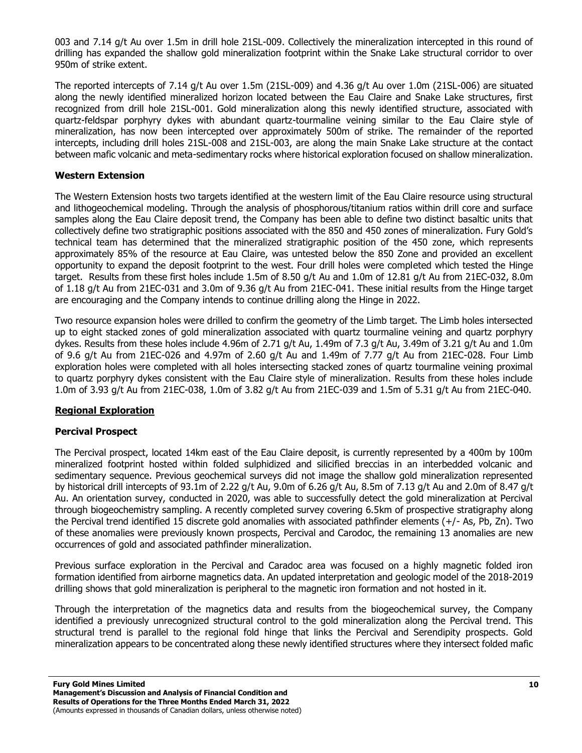003 and 7.14 g/t Au over 1.5m in drill hole 21SL-009. Collectively the mineralization intercepted in this round of drilling has expanded the shallow gold mineralization footprint within the Snake Lake structural corridor to over 950m of strike extent.

The reported intercepts of 7.14 g/t Au over 1.5m (21SL-009) and 4.36 g/t Au over 1.0m (21SL-006) are situated along the newly identified mineralized horizon located between the Eau Claire and Snake Lake structures, first recognized from drill hole 21SL-001. Gold mineralization along this newly identified structure, associated with quartz-feldspar porphyry dykes with abundant quartz-tourmaline veining similar to the Eau Claire style of mineralization, has now been intercepted over approximately 500m of strike. The remainder of the reported intercepts, including drill holes 21SL-008 and 21SL-003, are along the main Snake Lake structure at the contact between mafic volcanic and meta-sedimentary rocks where historical exploration focused on shallow mineralization.

### Western Extension

The Western Extension hosts two targets identified at the western limit of the Eau Claire resource using structural and lithogeochemical modeling. Through the analysis of phosphorous/titanium ratios within drill core and surface samples along the Eau Claire deposit trend, the Company has been able to define two distinct basaltic units that collectively define two stratigraphic positions associated with the 850 and 450 zones of mineralization. Fury Gold's technical team has determined that the mineralized stratigraphic position of the 450 zone, which represents approximately 85% of the resource at Eau Claire, was untested below the 850 Zone and provided an excellent opportunity to expand the deposit footprint to the west. Four drill holes were completed which tested the Hinge target. Results from these first holes include 1.5m of 8.50 g/t Au and 1.0m of 12.81 g/t Au from 21EC-032, 8.0m of 1.18 g/t Au from 21EC-031 and 3.0m of 9.36 g/t Au from 21EC-041. These initial results from the Hinge target are encouraging and the Company intends to continue drilling along the Hinge in 2022.

Two resource expansion holes were drilled to confirm the geometry of the Limb target. The Limb holes intersected up to eight stacked zones of gold mineralization associated with quartz tourmaline veining and quartz porphyry dykes. Results from these holes include 4.96m of 2.71 g/t Au, 1.49m of 7.3 g/t Au, 3.49m of 3.21 g/t Au and 1.0m of 9.6 g/t Au from 21EC-026 and 4.97m of 2.60 g/t Au and 1.49m of 7.77 g/t Au from 21EC-028. Four Limb exploration holes were completed with all holes intersecting stacked zones of quartz tourmaline veining proximal to quartz porphyry dykes consistent with the Eau Claire style of mineralization. Results from these holes include 1.0m of 3.93 g/t Au from 21EC-038, 1.0m of 3.82 g/t Au from 21EC-039 and 1.5m of 5.31 g/t Au from 21EC-040.

## Regional Exploration

### Percival Prospect

The Percival prospect, located 14km east of the Eau Claire deposit, is currently represented by a 400m by 100m mineralized footprint hosted within folded sulphidized and silicified breccias in an interbedded volcanic and sedimentary sequence. Previous geochemical surveys did not image the shallow gold mineralization represented by historical drill intercepts of 93.1m of 2.22 g/t Au, 9.0m of 6.26 g/t Au, 8.5m of 7.13 g/t Au and 2.0m of 8.47 g/t Au. An orientation survey, conducted in 2020, was able to successfully detect the gold mineralization at Percival through biogeochemistry sampling. A recently completed survey covering 6.5km of prospective stratigraphy along the Percival trend identified 15 discrete gold anomalies with associated pathfinder elements (+/- As, Pb, Zn). Two of these anomalies were previously known prospects, Percival and Carodoc, the remaining 13 anomalies are new occurrences of gold and associated pathfinder mineralization.

Previous surface exploration in the Percival and Caradoc area was focused on a highly magnetic folded iron formation identified from airborne magnetics data. An updated interpretation and geologic model of the 2018-2019 drilling shows that gold mineralization is peripheral to the magnetic iron formation and not hosted in it.

Through the interpretation of the magnetics data and results from the biogeochemical survey, the Company identified a previously unrecognized structural control to the gold mineralization along the Percival trend. This structural trend is parallel to the regional fold hinge that links the Percival and Serendipity prospects. Gold mineralization appears to be concentrated along these newly identified structures where they intersect folded mafic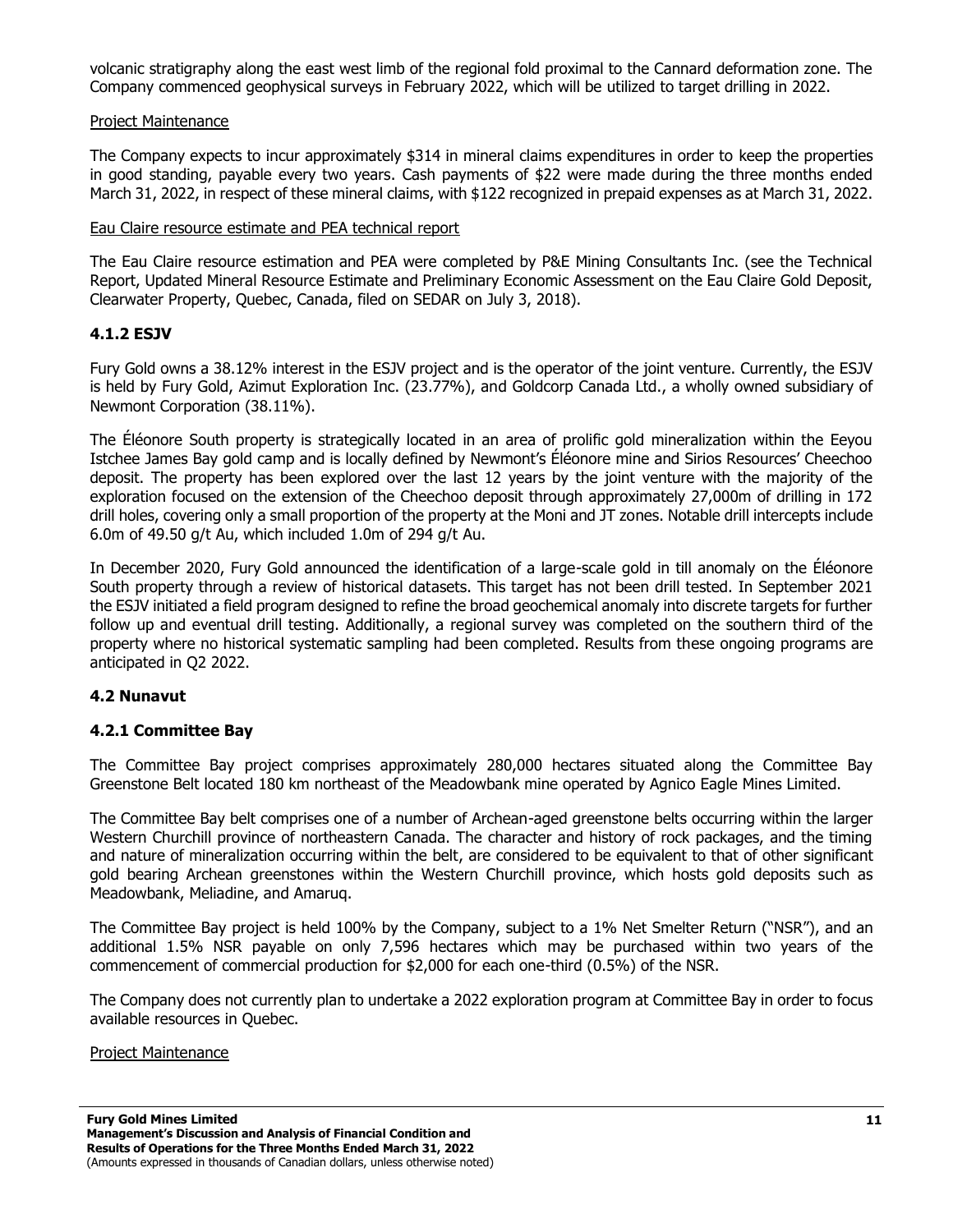volcanic stratigraphy along the east west limb of the regional fold proximal to the Cannard deformation zone. The Company commenced geophysical surveys in February 2022, which will be utilized to target drilling in 2022.

Project Maintenance

The Company expects to incur approximately $314 in mineral claims expenditures in order to keep the properties in good standing, payable every two years. Cash payments of $22 were made during the three months ended March 31, 2022, in respect of these mineral claims, with $122 recognized in prepaid expenses as at March 31, 2022.

Eau Claire resource estimate and PEA technical report

The Eau Claire resource estimation and PEA were completed by P&E Mining Consultants Inc. (see the Technical Report, Updated Mineral Resource Estimate and Preliminary Economic Assessment on the Eau Claire Gold Deposit, Clearwater Property, Quebec, Canada, filed on SEDAR on July 3, 2018).

### 4.1.2 ESJV

Fury Gold owns a 38.12% interest in the ESJV project and is the operator of the joint venture. Currently, the ESJV is held by Fury Gold, Azimut Exploration Inc. (23.77%), and Goldcorp Canada Ltd., a wholly owned subsidiary of Newmont Corporation (38.11%).

The Éléonore South property is strategically located in an area of prolific gold mineralization within the Eeyou Istchee James Bay gold camp and is locally defined by Newmont's Éléonore mine and Sirios Resources' Cheechoo deposit. The property has been explored over the last 12 years by the joint venture with the majority of the exploration focused on the extension of the Cheechoo deposit through approximately 27,000m of drilling in 172 drill holes, covering only a small proportion of the property at the Moni and JT zones. Notable drill intercepts include 6.0m of 49.50 g/t Au, which included 1.0m of 294 g/t Au.

In December 2020, Fury Gold announced the identification of a large-scale gold in till anomaly on the Éléonore South property through a review of historical datasets. This target has not been drill tested. In September 2021 the ESJV initiated a field program designed to refine the broad geochemical anomaly into discrete targets for further follow up and eventual drill testing. Additionally, a regional survey was completed on the southern third of the property where no historical systematic sampling had been completed. Results from these ongoing programs are anticipated in Q2 2022.

## 4.2 Nunavut

### 4.2.1 Committee Bay

The Committee Bay project comprises approximately 280,000 hectares situated along the Committee Bay Greenstone Belt located 180 km northeast of the Meadowbank mine operated by Agnico Eagle Mines Limited.

The Committee Bay belt comprises one of a number of Archean-aged greenstone belts occurring within the larger Western Churchill province of northeastern Canada. The character and history of rock packages, and the timing and nature of mineralization occurring within the belt, are considered to be equivalent to that of other significant gold bearing Archean greenstones within the Western Churchill province, which hosts gold deposits such as Meadowbank, Meliadine, and Amaruq.

The Committee Bay project is held 100% by the Company, subject to a 1% Net Smelter Return ("NSR"), and an additional 1.5% NSR payable on only 7,596 hectares which may be purchased within two years of the commencement of commercial production for $2,000 for each one-third (0.5%) of the NSR.

The Company does not currently plan to undertake a 2022 exploration program at Committee Bay in order to focus available resources in Quebec.

Project Maintenance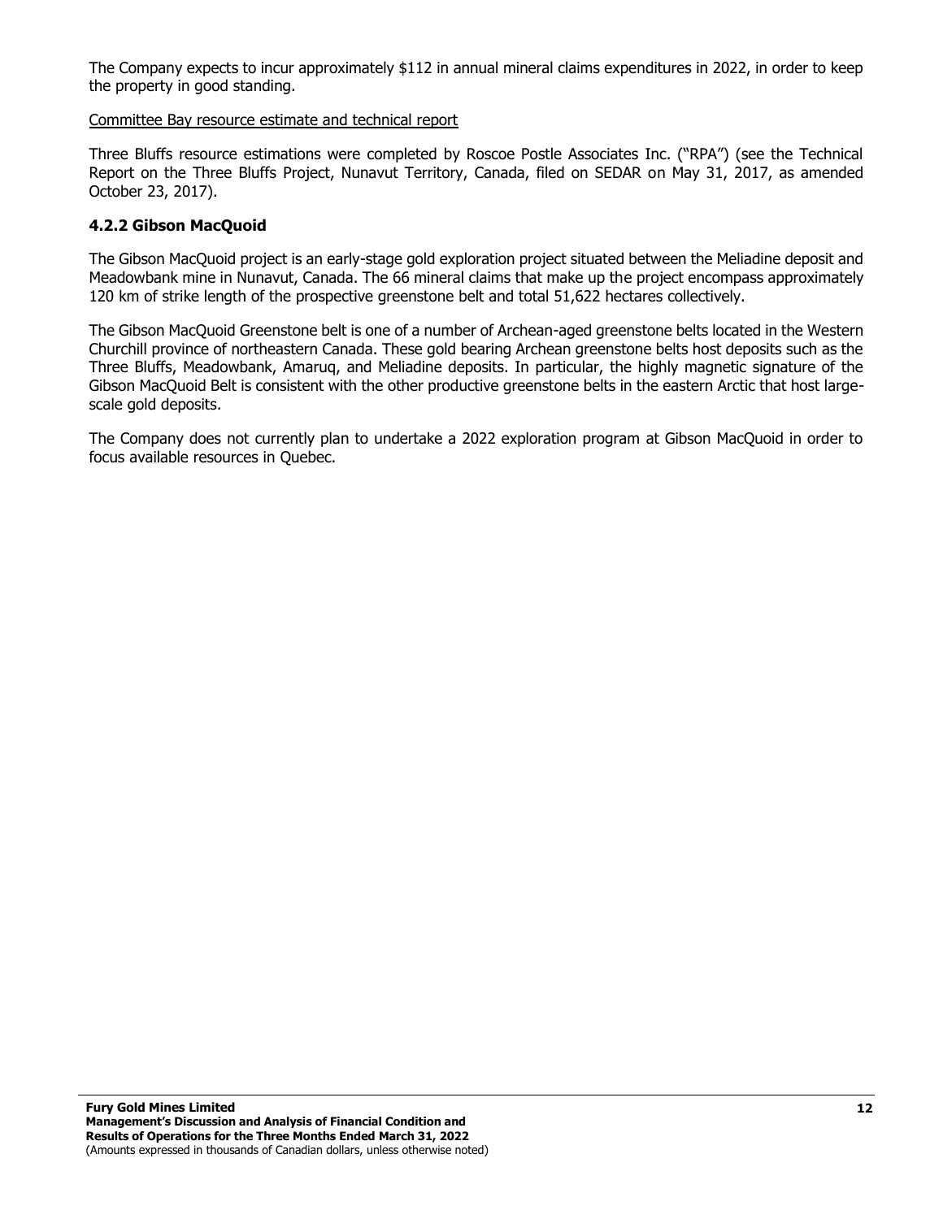The Company expects to incur approximately $112 in annual mineral claims expenditures in 2022, in order to keep the property in good standing.

Committee Bay resource estimate and technical report

Three Bluffs resource estimations were completed by Roscoe Postle Associates Inc. ("RPA") (see the Technical Report on the Three Bluffs Project, Nunavut Territory, Canada, filed on SEDAR on May 31, 2017, as amended October 23, 2017).

### 4.2.2 Gibson MacQuoid

The Gibson MacQuoid project is an early-stage gold exploration project situated between the Meliadine deposit and Meadowbank mine in Nunavut, Canada. The 66 mineral claims that make up the project encompass approximately 120 km of strike length of the prospective greenstone belt and total 51,622 hectares collectively.

The Gibson MacQuoid Greenstone belt is one of a number of Archean-aged greenstone belts located in the Western Churchill province of northeastern Canada. These gold bearing Archean greenstone belts host deposits such as the Three Bluffs, Meadowbank, Amaruq, and Meliadine deposits. In particular, the highly magnetic signature of the Gibson MacQuoid Belt is consistent with the other productive greenstone belts in the eastern Arctic that host large-scale gold deposits.

The Company does not currently plan to undertake a 2022 exploration program at Gibson MacQuoid in order to focus available resources in Quebec.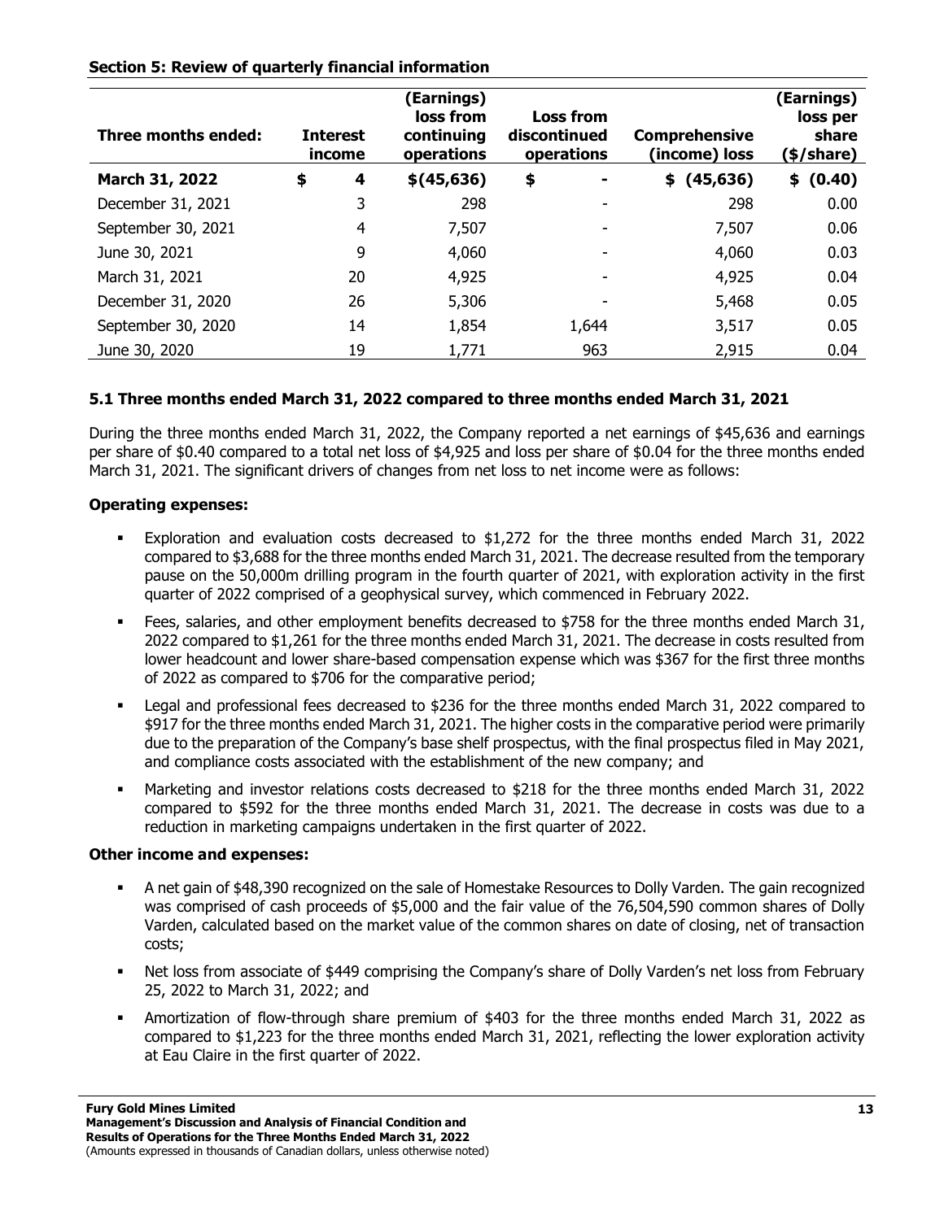## Section 5: Review of quarterly financial information

| Three months ended: | Interest income | (Earnings) loss from continuing operations | Loss from discontinued operations | Comprehensive (income) loss | (Earnings) loss per share ($/share) |
|---|---|---|---|---|---|
| **March 31, 2022** | **$ 4** | **$(45,636)** | **$ -** | **$ (45,636)** | **$ (0.40)** |
| December 31, 2021 | 3 | 298 | - | 298 | 0.00 |
| September 30, 2021 | 4 | 7,507 | - | 7,507 | 0.06 |
| June 30, 2021 | 9 | 4,060 | - | 4,060 | 0.03 |
| March 31, 2021 | 20 | 4,925 | - | 4,925 | 0.04 |
| December 31, 2020 | 26 | 5,306 | - | 5,468 | 0.05 |
| September 30, 2020 | 14 | 1,854 | 1,644 | 3,517 | 0.05 |
| June 30, 2020 | 19 | 1,771 | 963 | 2,915 | 0.04 |

### 5.1 Three months ended March 31, 2022 compared to three months ended March 31, 2021

During the three months ended March 31, 2022, the Company reported a net earnings of $45,636 and earnings per share of $0.40 compared to a total net loss of $4,925 and loss per share of $0.04 for the three months ended March 31, 2021. The significant drivers of changes from net loss to net income were as follows:

**Operating expenses:**

- Exploration and evaluation costs decreased to $1,272 for the three months ended March 31, 2022 compared to $3,688 for the three months ended March 31, 2021. The decrease resulted from the temporary pause on the 50,000m drilling program in the fourth quarter of 2021, with exploration activity in the first quarter of 2022 comprised of a geophysical survey, which commenced in February 2022.
- Fees, salaries, and other employment benefits decreased to $758 for the three months ended March 31, 2022 compared to $1,261 for the three months ended March 31, 2021. The decrease in costs resulted from lower headcount and lower share-based compensation expense which was $367 for the first three months of 2022 as compared to $706 for the comparative period;
- Legal and professional fees decreased to $236 for the three months ended March 31, 2022 compared to $917 for the three months ended March 31, 2021. The higher costs in the comparative period were primarily due to the preparation of the Company's base shelf prospectus, with the final prospectus filed in May 2021, and compliance costs associated with the establishment of the new company; and
- Marketing and investor relations costs decreased to $218 for the three months ended March 31, 2022 compared to $592 for the three months ended March 31, 2021. The decrease in costs was due to a reduction in marketing campaigns undertaken in the first quarter of 2022.

**Other income and expenses:**

- A net gain of $48,390 recognized on the sale of Homestake Resources to Dolly Varden. The gain recognized was comprised of cash proceeds of $5,000 and the fair value of the 76,504,590 common shares of Dolly Varden, calculated based on the market value of the common shares on date of closing, net of transaction costs;
- Net loss from associate of $449 comprising the Company's share of Dolly Varden's net loss from February 25, 2022 to March 31, 2022; and
- Amortization of flow-through share premium of $403 for the three months ended March 31, 2022 as compared to $1,223 for the three months ended March 31, 2021, reflecting the lower exploration activity at Eau Claire in the first quarter of 2022.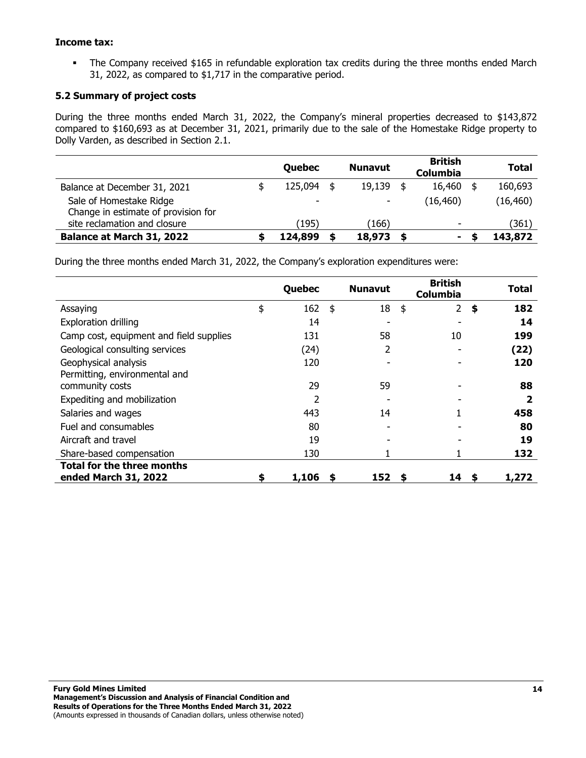**Income tax:**

- The Company received $165 in refundable exploration tax credits during the three months ended March 31, 2022, as compared to $1,717 in the comparative period.

### 5.2 Summary of project costs

During the three months ended March 31, 2022, the Company's mineral properties decreased to $143,872 compared to $160,693 as at December 31, 2021, primarily due to the sale of the Homestake Ridge property to Dolly Varden, as described in Section 2.1.

| | Quebec | Nunavut | British Columbia | Total |
|---|---|---|---|---|
| Balance at December 31, 2021 | $ 125,094 | $ 19,139 | $ 16,460 | $ 160,693 |
| Sale of Homestake Ridge | - | - | (16,460) | (16,460) |
| Change in estimate of provision for site reclamation and closure | (195) | (166) | - | (361) |
| **Balance at March 31, 2022** | **$ 124,899** | **$ 18,973** | **$ -** | **$ 143,872** |

During the three months ended March 31, 2022, the Company's exploration expenditures were:

| | Quebec | Nunavut | British Columbia | Total |
|---|---|---|---|---|
| Assaying | $ 162 | $ 18 | $ 2 | **$ 182** |
| Exploration drilling | 14 | - | - | **14** |
| Camp cost, equipment and field supplies | 131 | 58 | 10 | **199** |
| Geological consulting services | (24) | 2 | - | **(22)** |
| Geophysical analysis | 120 | - | - | **120** |
| Permitting, environmental and community costs | 29 | 59 | - | **88** |
| Expediting and mobilization | 2 | - | - | **2** |
| Salaries and wages | 443 | 14 | 1 | **458** |
| Fuel and consumables | 80 | - | - | **80** |
| Aircraft and travel | 19 | - | - | **19** |
| Share-based compensation | 130 | 1 | 1 | **132** |
| **Total for the three months ended March 31, 2022** | **$ 1,106** | **$ 152** | **$ 14** | **$ 1,272** |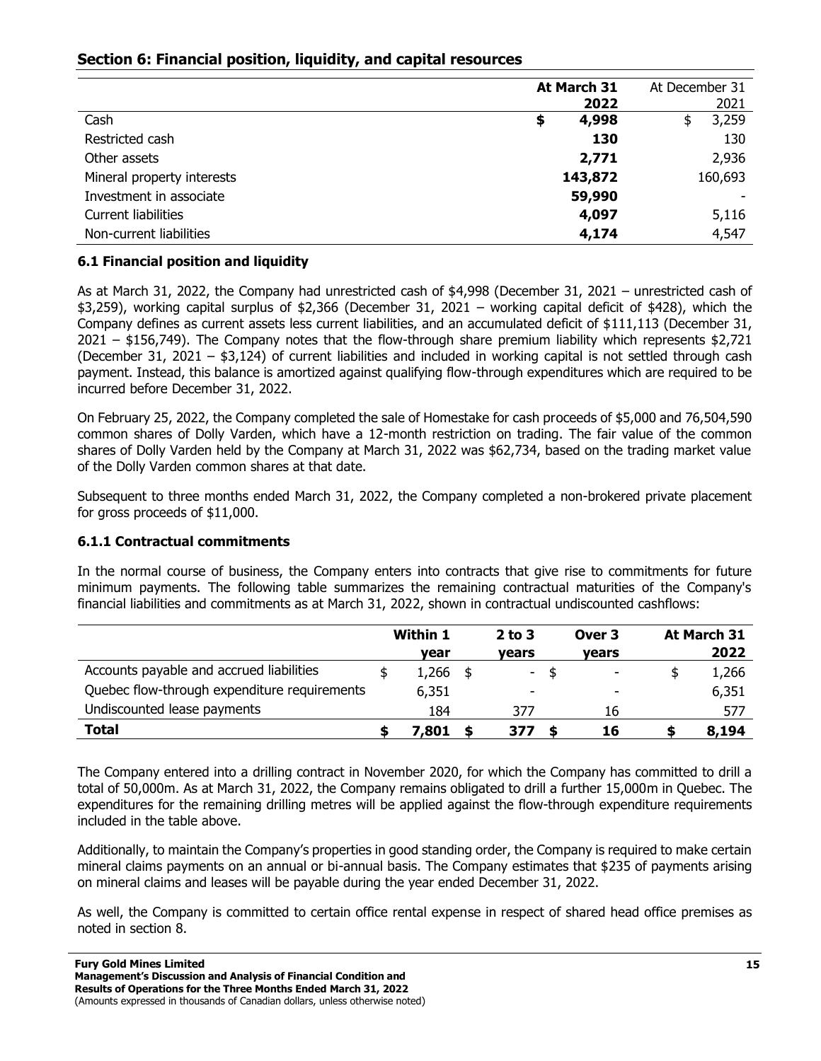## Section 6: Financial position, liquidity, and capital resources

| | At March 31 2022 | At December 31 2021 |
|---|---|---|
| Cash | $ 4,998 | $ 3,259 |
| Restricted cash | 130 | 130 |
| Other assets | 2,771 | 2,936 |
| Mineral property interests | 143,872 | 160,693 |
| Investment in associate | 59,990 | - |
| Current liabilities | 4,097 | 5,116 |
| Non-current liabilities | 4,174 | 4,547 |

### 6.1 Financial position and liquidity

As at March 31, 2022, the Company had unrestricted cash of $4,998 (December 31, 2021 – unrestricted cash of $3,259), working capital surplus of $2,366 (December 31, 2021 – working capital deficit of $428), which the Company defines as current assets less current liabilities, and an accumulated deficit of $111,113 (December 31, 2021 – $156,749). The Company notes that the flow-through share premium liability which represents $2,721 (December 31, 2021 – $3,124) of current liabilities and included in working capital is not settled through cash payment. Instead, this balance is amortized against qualifying flow-through expenditures which are required to be incurred before December 31, 2022.

On February 25, 2022, the Company completed the sale of Homestake for cash proceeds of $5,000 and 76,504,590 common shares of Dolly Varden, which have a 12-month restriction on trading. The fair value of the common shares of Dolly Varden held by the Company at March 31, 2022 was $62,734, based on the trading market value of the Dolly Varden common shares at that date.

Subsequent to three months ended March 31, 2022, the Company completed a non-brokered private placement for gross proceeds of $11,000.

### 6.1.1 Contractual commitments

In the normal course of business, the Company enters into contracts that give rise to commitments for future minimum payments. The following table summarizes the remaining contractual maturities of the Company's financial liabilities and commitments as at March 31, 2022, shown in contractual undiscounted cashflows:

| | Within 1 year | 2 to 3 years | Over 3 years | At March 31 2022 |
|---|---|---|---|---|
| Accounts payable and accrued liabilities | $ 1,266 | $ - | $ - | $ 1,266 |
| Quebec flow-through expenditure requirements | 6,351 | - | - | 6,351 |
| Undiscounted lease payments | 184 | 377 | 16 | 577 |
| **Total** | **$ 7,801** | **$ 377** | **$ 16** | **$ 8,194** |

The Company entered into a drilling contract in November 2020, for which the Company has committed to drill a total of 50,000m. As at March 31, 2022, the Company remains obligated to drill a further 15,000m in Quebec. The expenditures for the remaining drilling metres will be applied against the flow-through expenditure requirements included in the table above.

Additionally, to maintain the Company's properties in good standing order, the Company is required to make certain mineral claims payments on an annual or bi-annual basis. The Company estimates that $235 of payments arising on mineral claims and leases will be payable during the year ended December 31, 2022.

As well, the Company is committed to certain office rental expense in respect of shared head office premises as noted in section 8.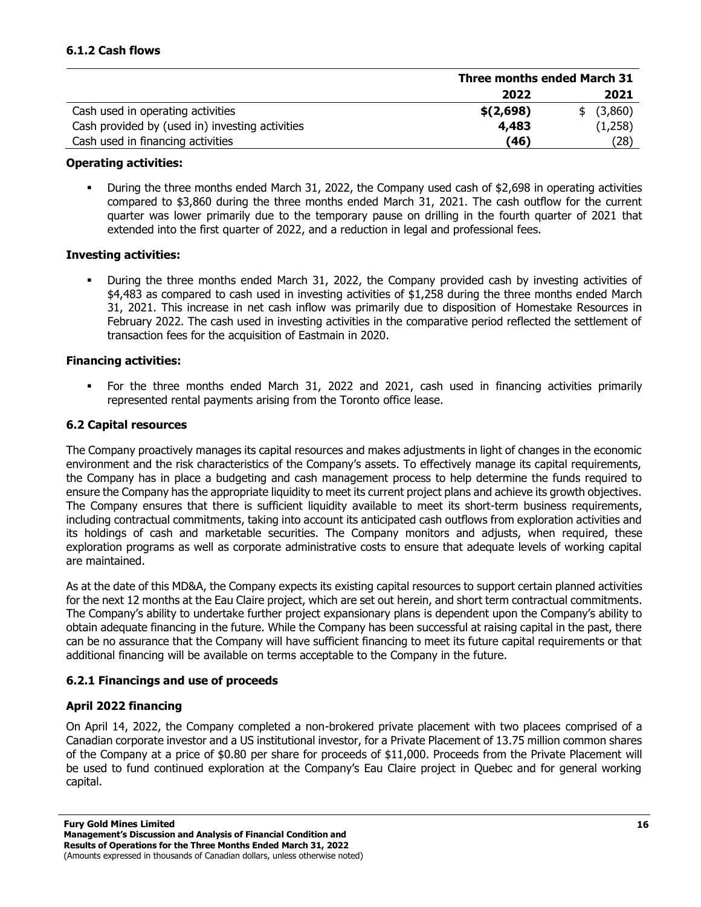### 6.1.2 Cash flows

| | Three months ended March 31 | |
|---|---|---|
| | **2022** | **2021** |
| Cash used in operating activities | **$(2,698)** | $ (3,860) |
| Cash provided by (used in) investing activities | **4,483** | (1,258) |
| Cash used in financing activities | **(46)** | (28) |

**Operating activities:**

- During the three months ended March 31, 2022, the Company used cash of $2,698 in operating activities compared to $3,860 during the three months ended March 31, 2021. The cash outflow for the current quarter was lower primarily due to the temporary pause on drilling in the fourth quarter of 2021 that extended into the first quarter of 2022, and a reduction in legal and professional fees.

**Investing activities:**

- During the three months ended March 31, 2022, the Company provided cash by investing activities of $4,483 as compared to cash used in investing activities of $1,258 during the three months ended March 31, 2021. This increase in net cash inflow was primarily due to disposition of Homestake Resources in February 2022. The cash used in investing activities in the comparative period reflected the settlement of transaction fees for the acquisition of Eastmain in 2020.

**Financing activities:**

- For the three months ended March 31, 2022 and 2021, cash used in financing activities primarily represented rental payments arising from the Toronto office lease.

### 6.2 Capital resources

The Company proactively manages its capital resources and makes adjustments in light of changes in the economic environment and the risk characteristics of the Company's assets. To effectively manage its capital requirements, the Company has in place a budgeting and cash management process to help determine the funds required to ensure the Company has the appropriate liquidity to meet its current project plans and achieve its growth objectives. The Company ensures that there is sufficient liquidity available to meet its short-term business requirements, including contractual commitments, taking into account its anticipated cash outflows from exploration activities and its holdings of cash and marketable securities. The Company monitors and adjusts, when required, these exploration programs as well as corporate administrative costs to ensure that adequate levels of working capital are maintained.

As at the date of this MD&A, the Company expects its existing capital resources to support certain planned activities for the next 12 months at the Eau Claire project, which are set out herein, and short term contractual commitments. The Company's ability to undertake further project expansionary plans is dependent upon the Company's ability to obtain adequate financing in the future. While the Company has been successful at raising capital in the past, there can be no assurance that the Company will have sufficient financing to meet its future capital requirements or that additional financing will be available on terms acceptable to the Company in the future.

### 6.2.1 Financings and use of proceeds

**April 2022 financing**

On April 14, 2022, the Company completed a non-brokered private placement with two placees comprised of a Canadian corporate investor and a US institutional investor, for a Private Placement of 13.75 million common shares of the Company at a price of $0.80 per share for proceeds of $11,000. Proceeds from the Private Placement will be used to fund continued exploration at the Company's Eau Claire project in Quebec and for general working capital.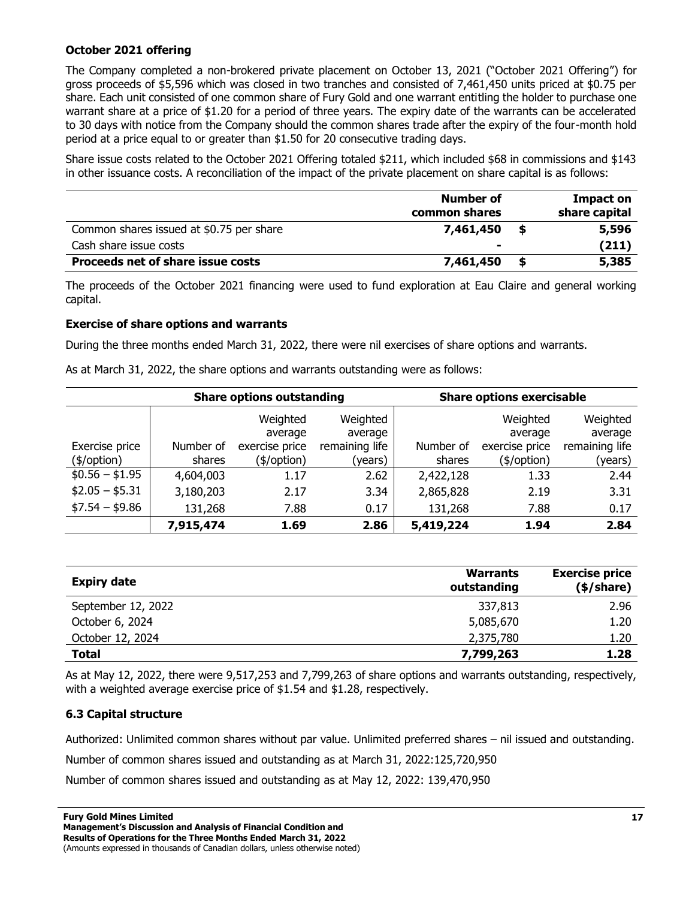**October 2021 offering**

The Company completed a non-brokered private placement on October 13, 2021 ("October 2021 Offering") for gross proceeds of $5,596 which was closed in two tranches and consisted of 7,461,450 units priced at $0.75 per share. Each unit consisted of one common share of Fury Gold and one warrant entitling the holder to purchase one warrant share at a price of $1.20 for a period of three years. The expiry date of the warrants can be accelerated to 30 days with notice from the Company should the common shares trade after the expiry of the four-month hold period at a price equal to or greater than $1.50 for 20 consecutive trading days.

Share issue costs related to the October 2021 Offering totaled $211, which included $68 in commissions and $143 in other issuance costs. A reconciliation of the impact of the private placement on share capital is as follows:

| | Number of common shares | | Impact on share capital |
|---|---|---|---|
| Common shares issued at $0.75 per share | 7,461,450 | $ | 5,596 |
| Cash share issue costs | - | | (211) |
| **Proceeds net of share issue costs** | **7,461,450** | **$** | **5,385** |

The proceeds of the October 2021 financing were used to fund exploration at Eau Claire and general working capital.

**Exercise of share options and warrants**

During the three months ended March 31, 2022, there were nil exercises of share options and warrants.

As at March 31, 2022, the share options and warrants outstanding were as follows:

| | **Share options outstanding** | | | **Share options exercisable** | | |
|---|---|---|---|---|---|---|
| Exercise price ($/option) | Number of shares | Weighted average exercise price ($/option) | Weighted average remaining life (years) | Number of shares | Weighted average exercise price ($/option) | Weighted average remaining life (years) |
| $0.56 – $1.95 | 4,604,003 | 1.17 | 2.62 | 2,422,128 | 1.33 | 2.44 |
| $2.05 – $5.31 | 3,180,203 | 2.17 | 3.34 | 2,865,828 | 2.19 | 3.31 |
| $7.54 – $9.86 | 131,268 | 7.88 | 0.17 | 131,268 | 7.88 | 0.17 |
| | **7,915,474** | **1.69** | **2.86** | **5,419,224** | **1.94** | **2.84** |

| **Expiry date** | **Warrants outstanding** | **Exercise price ($/share)** |
|---|---|---|
| September 12, 2022 | 337,813 | 2.96 |
| October 6, 2024 | 5,085,670 | 1.20 |
| October 12, 2024 | 2,375,780 | 1.20 |
| **Total** | **7,799,263** | **1.28** |

As at May 12, 2022, there were 9,517,253 and 7,799,263 of share options and warrants outstanding, respectively, with a weighted average exercise price of $1.54 and $1.28, respectively.

### 6.3 Capital structure

Authorized: Unlimited common shares without par value. Unlimited preferred shares – nil issued and outstanding.

Number of common shares issued and outstanding as at March 31, 2022:125,720,950

Number of common shares issued and outstanding as at May 12, 2022: 139,470,950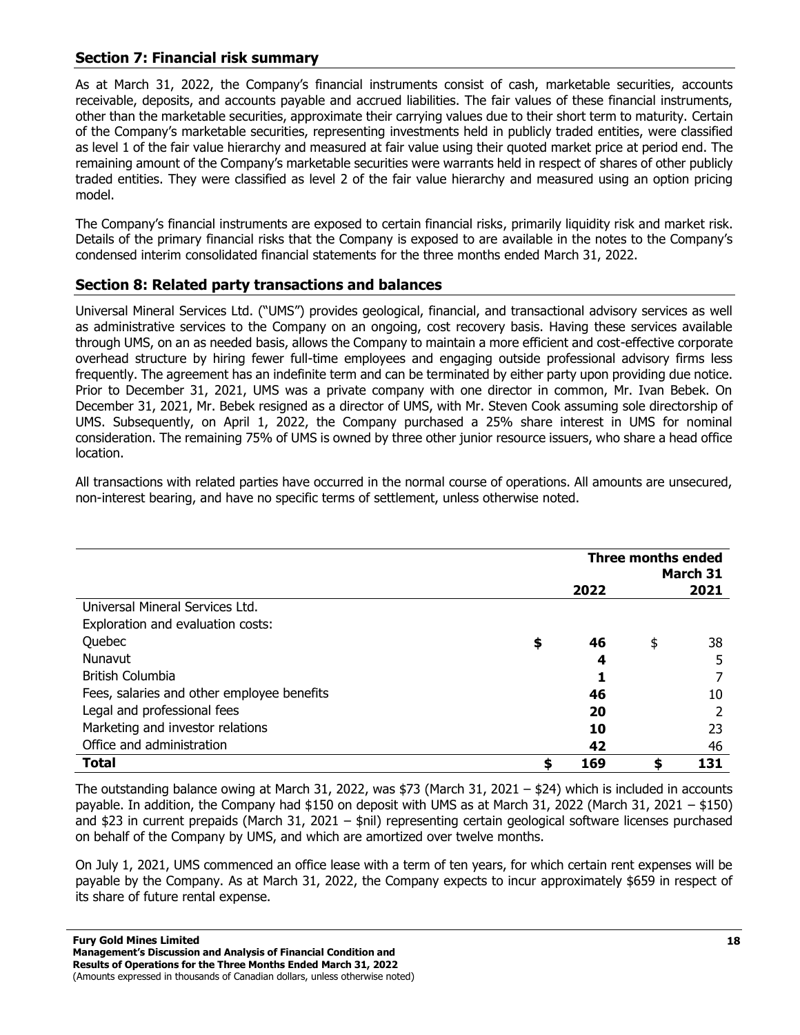## Section 7: Financial risk summary

As at March 31, 2022, the Company's financial instruments consist of cash, marketable securities, accounts receivable, deposits, and accounts payable and accrued liabilities. The fair values of these financial instruments, other than the marketable securities, approximate their carrying values due to their short term to maturity. Certain of the Company's marketable securities, representing investments held in publicly traded entities, were classified as level 1 of the fair value hierarchy and measured at fair value using their quoted market price at period end. The remaining amount of the Company's marketable securities were warrants held in respect of shares of other publicly traded entities. They were classified as level 2 of the fair value hierarchy and measured using an option pricing model.

The Company's financial instruments are exposed to certain financial risks, primarily liquidity risk and market risk. Details of the primary financial risks that the Company is exposed to are available in the notes to the Company's condensed interim consolidated financial statements for the three months ended March 31, 2022.

## Section 8: Related party transactions and balances

Universal Mineral Services Ltd. ("UMS") provides geological, financial, and transactional advisory services as well as administrative services to the Company on an ongoing, cost recovery basis. Having these services available through UMS, on an as needed basis, allows the Company to maintain a more efficient and cost-effective corporate overhead structure by hiring fewer full-time employees and engaging outside professional advisory firms less frequently. The agreement has an indefinite term and can be terminated by either party upon providing due notice. Prior to December 31, 2021, UMS was a private company with one director in common, Mr. Ivan Bebek. On December 31, 2021, Mr. Bebek resigned as a director of UMS, with Mr. Steven Cook assuming sole directorship of UMS. Subsequently, on April 1, 2022, the Company purchased a 25% share interest in UMS for nominal consideration. The remaining 75% of UMS is owned by three other junior resource issuers, who share a head office location.

All transactions with related parties have occurred in the normal course of operations. All amounts are unsecured, non-interest bearing, and have no specific terms of settlement, unless otherwise noted.

| | Three months ended March 31 | |
|---|---|---|
| | **2022** | **2021** |
| Universal Mineral Services Ltd. | | |
| Exploration and evaluation costs: | | |
| Quebec | **$ 46** | $ 38 |
| Nunavut | **4** | 5 |
| British Columbia | **1** | 7 |
| Fees, salaries and other employee benefits | **46** | 10 |
| Legal and professional fees | **20** | 2 |
| Marketing and investor relations | **10** | 23 |
| Office and administration | **42** | 46 |
| **Total** | **$ 169** | **$ 131** |

The outstanding balance owing at March 31, 2022, was $73 (March 31, 2021 – $24) which is included in accounts payable. In addition, the Company had $150 on deposit with UMS as at March 31, 2022 (March 31, 2021 – $150) and $23 in current prepaids (March 31, 2021 – $nil) representing certain geological software licenses purchased on behalf of the Company by UMS, and which are amortized over twelve months.

On July 1, 2021, UMS commenced an office lease with a term of ten years, for which certain rent expenses will be payable by the Company. As at March 31, 2022, the Company expects to incur approximately $659 in respect of its share of future rental expense.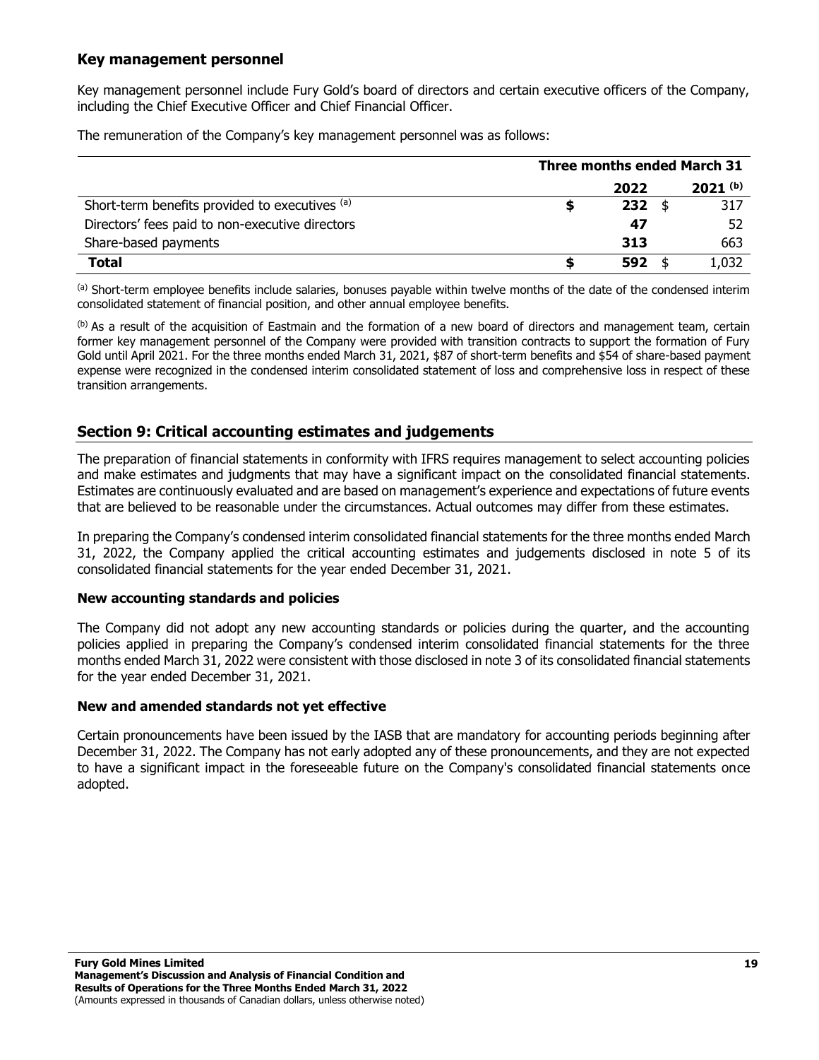### Key management personnel

Key management personnel include Fury Gold's board of directors and certain executive officers of the Company, including the Chief Executive Officer and Chief Financial Officer.

The remuneration of the Company's key management personnel was as follows:

| | Three months ended March 31 | |
|---|---|---|
| | **2022** | **2021 (b)** |
| Short-term benefits provided to executives (a) | **$ 232** | $ 317 |
| Directors' fees paid to non-executive directors | **47** | 52 |
| Share-based payments | **313** | 663 |
| **Total** | **$ 592** | $ 1,032 |

(a) Short-term employee benefits include salaries, bonuses payable within twelve months of the date of the condensed interim consolidated statement of financial position, and other annual employee benefits.

(b) As a result of the acquisition of Eastmain and the formation of a new board of directors and management team, certain former key management personnel of the Company were provided with transition contracts to support the formation of Fury Gold until April 2021. For the three months ended March 31, 2021, $87 of short-term benefits and $54 of share-based payment expense were recognized in the condensed interim consolidated statement of loss and comprehensive loss in respect of these transition arrangements.

## Section 9: Critical accounting estimates and judgements

The preparation of financial statements in conformity with IFRS requires management to select accounting policies and make estimates and judgments that may have a significant impact on the consolidated financial statements. Estimates are continuously evaluated and are based on management's experience and expectations of future events that are believed to be reasonable under the circumstances. Actual outcomes may differ from these estimates.

In preparing the Company's condensed interim consolidated financial statements for the three months ended March 31, 2022, the Company applied the critical accounting estimates and judgements disclosed in note 5 of its consolidated financial statements for the year ended December 31, 2021.

### New accounting standards and policies

The Company did not adopt any new accounting standards or policies during the quarter, and the accounting policies applied in preparing the Company's condensed interim consolidated financial statements for the three months ended March 31, 2022 were consistent with those disclosed in note 3 of its consolidated financial statements for the year ended December 31, 2021.

### New and amended standards not yet effective

Certain pronouncements have been issued by the IASB that are mandatory for accounting periods beginning after December 31, 2022. The Company has not early adopted any of these pronouncements, and they are not expected to have a significant impact in the foreseeable future on the Company's consolidated financial statements once adopted.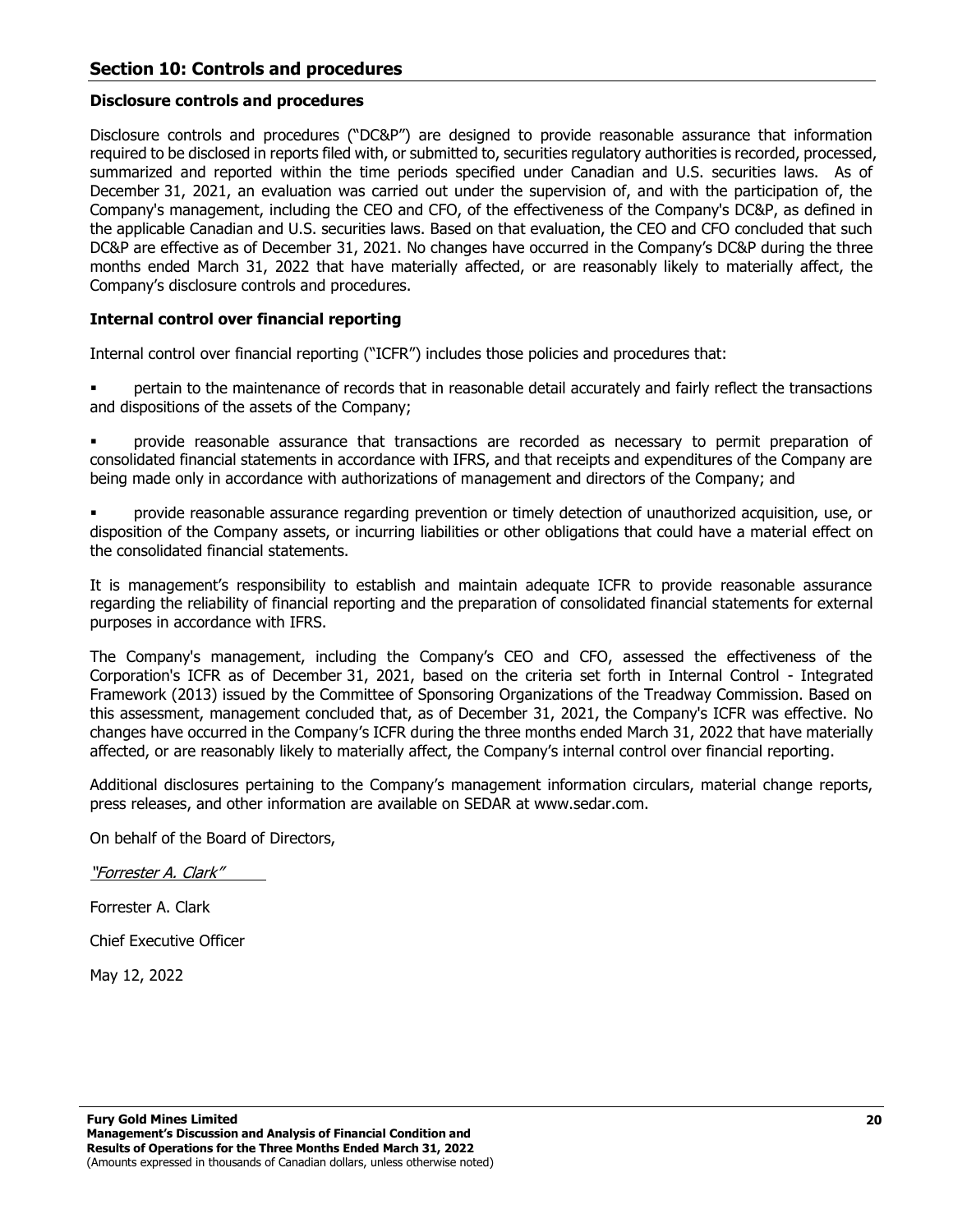## Section 10: Controls and procedures

### Disclosure controls and procedures

Disclosure controls and procedures ("DC&P") are designed to provide reasonable assurance that information required to be disclosed in reports filed with, or submitted to, securities regulatory authorities is recorded, processed, summarized and reported within the time periods specified under Canadian and U.S. securities laws. As of December 31, 2021, an evaluation was carried out under the supervision of, and with the participation of, the Company's management, including the CEO and CFO, of the effectiveness of the Company's DC&P, as defined in the applicable Canadian and U.S. securities laws. Based on that evaluation, the CEO and CFO concluded that such DC&P are effective as of December 31, 2021. No changes have occurred in the Company's DC&P during the three months ended March 31, 2022 that have materially affected, or are reasonably likely to materially affect, the Company's disclosure controls and procedures.

### Internal control over financial reporting

Internal control over financial reporting ("ICFR") includes those policies and procedures that:

- pertain to the maintenance of records that in reasonable detail accurately and fairly reflect the transactions and dispositions of the assets of the Company;
- provide reasonable assurance that transactions are recorded as necessary to permit preparation of consolidated financial statements in accordance with IFRS, and that receipts and expenditures of the Company are being made only in accordance with authorizations of management and directors of the Company; and
- provide reasonable assurance regarding prevention or timely detection of unauthorized acquisition, use, or disposition of the Company assets, or incurring liabilities or other obligations that could have a material effect on the consolidated financial statements.

It is management's responsibility to establish and maintain adequate ICFR to provide reasonable assurance regarding the reliability of financial reporting and the preparation of consolidated financial statements for external purposes in accordance with IFRS.

The Company's management, including the Company's CEO and CFO, assessed the effectiveness of the Corporation's ICFR as of December 31, 2021, based on the criteria set forth in Internal Control - Integrated Framework (2013) issued by the Committee of Sponsoring Organizations of the Treadway Commission. Based on this assessment, management concluded that, as of December 31, 2021, the Company's ICFR was effective. No changes have occurred in the Company's ICFR during the three months ended March 31, 2022 that have materially affected, or are reasonably likely to materially affect, the Company's internal control over financial reporting.

Additional disclosures pertaining to the Company's management information circulars, material change reports, press releases, and other information are available on SEDAR at www.sedar.com.

On behalf of the Board of Directors,

*"Forrester A. Clark"*

Forrester A. Clark

Chief Executive Officer

May 12, 2022